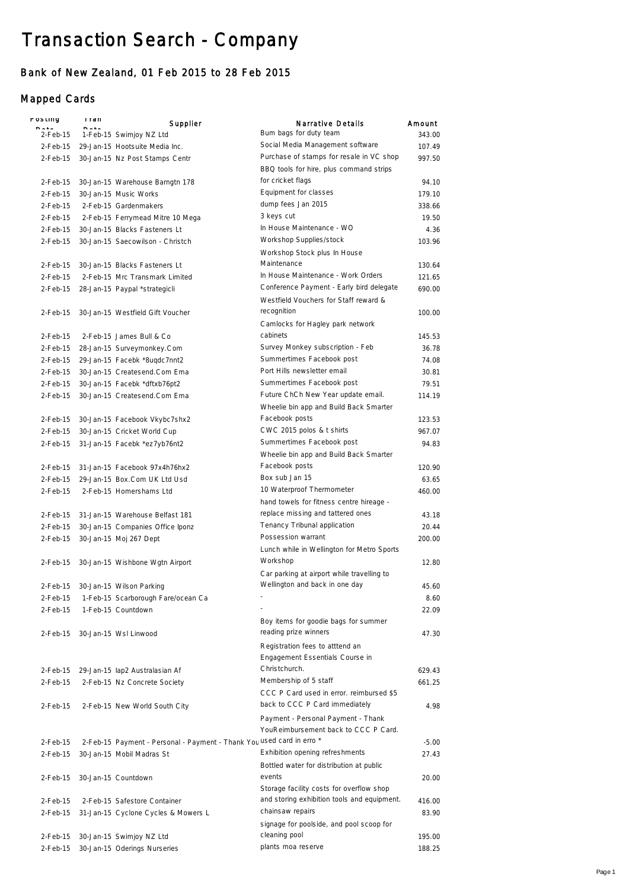# Transaction Search - Company

## Bank of New Zealand, 01 Feb 2015 to 28 Feb 2015

## Mapped Cards

| Posting Date | Tran Date | Supplier | Narrative Details | Amount |
|---|---|---|---|---|
| 2-Feb-15 | 1-Feb-15 | Swimjoy NZ Ltd | Bum bags for duty team | 343.00 |
| 2-Feb-15 | 29-Jan-15 | Hootsuite Media Inc. | Social Media Management software | 107.49 |
| 2-Feb-15 | 30-Jan-15 | Nz Post Stamps Centr | Purchase of stamps for resale in VC shop | 997.50 |
| 2-Feb-15 | 30-Jan-15 | Warehouse Barngtn 178 | BBQ tools for hire, plus command strips for cricket flags | 94.10 |
| 2-Feb-15 | 30-Jan-15 | Music Works | Equipment for classes | 179.10 |
| 2-Feb-15 | 2-Feb-15 | Gardenmakers | dump fees Jan 2015 | 338.66 |
| 2-Feb-15 | 2-Feb-15 | Ferrymead Mitre 10 Mega | 3 keys cut | 19.50 |
| 2-Feb-15 | 30-Jan-15 | Blacks Fasteners Lt | In House Maintenance - WO | 4.36 |
| 2-Feb-15 | 30-Jan-15 | Saecowilson - Christch | Workshop Supplies/stock | 103.96 |
| 2-Feb-15 | 30-Jan-15 | Blacks Fasteners Lt | Workshop Stock plus In House Maintenance | 130.64 |
| 2-Feb-15 | 2-Feb-15 | Mrc Transmark Limited | In House Maintenance - Work Orders | 121.65 |
| 2-Feb-15 | 28-Jan-15 | Paypal *strategicli | Conference Payment - Early bird delegate | 690.00 |
| 2-Feb-15 | 30-Jan-15 | Westfield Gift Voucher | Westfield Vouchers for Staff reward & recognition | 100.00 |
| 2-Feb-15 | 2-Feb-15 | James Bull & Co | Camlocks for Hagley park network cabinets | 145.53 |
| 2-Feb-15 | 28-Jan-15 | Surveymonkey.Com | Survey Monkey subscription - Feb | 36.78 |
| 2-Feb-15 | 29-Jan-15 | Facebk *8uqdc7nnt2 | Summertimes Facebook post | 74.08 |
| 2-Feb-15 | 30-Jan-15 | Createsend.Com Ema | Port Hills newsletter email | 30.81 |
| 2-Feb-15 | 30-Jan-15 | Facebk *dftxb76pt2 | Summertimes Facebook post | 79.51 |
| 2-Feb-15 | 30-Jan-15 | Createsend.Com Ema | Future ChCh New Year update email. | 114.19 |
| 2-Feb-15 | 30-Jan-15 | Facebook Vkybc7shx2 | Wheelie bin app and Build Back Smarter Facebook posts | 123.53 |
| 2-Feb-15 | 30-Jan-15 | Cricket World Cup | CWC 2015 polos & t shirts | 967.07 |
| 2-Feb-15 | 31-Jan-15 | Facebk *ez7yb76nt2 | Summertimes Facebook post | 94.83 |
| 2-Feb-15 | 31-Jan-15 | Facebook 97x4h76hx2 | Wheelie bin app and Build Back Smarter Facebook posts | 120.90 |
| 2-Feb-15 | 29-Jan-15 | Box.Com UK Ltd Usd | Box sub Jan 15 | 63.65 |
| 2-Feb-15 | 2-Feb-15 | Homershams Ltd | 10 Waterproof Thermometer | 460.00 |
| 2-Feb-15 | 31-Jan-15 | Warehouse Belfast 181 | hand towels for fitness centre hireage - replace missing and tattered ones | 43.18 |
| 2-Feb-15 | 30-Jan-15 | Companies Office Iponz | Tenancy Tribunal application | 20.44 |
| 2-Feb-15 | 30-Jan-15 | Moj 267 Dept | Possession warrant | 200.00 |
| 2-Feb-15 | 30-Jan-15 | Wishbone Wgtn Airport | Lunch while in Wellington for Metro Sports Workshop | 12.80 |
| 2-Feb-15 | 30-Jan-15 | Wilson Parking | Car parking at airport while travelling to Wellington and back in one day | 45.60 |
| 2-Feb-15 | 1-Feb-15 | Scarborough Fare/ocean Ca | - | 8.60 |
| 2-Feb-15 | 1-Feb-15 | Countdown | - | 22.09 |
| 2-Feb-15 | 30-Jan-15 | Wsl Linwood | Boy items for goodie bags for summer reading prize winners | 47.30 |
| 2-Feb-15 | 29-Jan-15 | Iap2 Australasian Af | Registration fees to atttend an Engagement Essentials Course in Christchurch. | 629.43 |
| 2-Feb-15 | 2-Feb-15 | Nz Concrete Society | Membership of 5 staff | 661.25 |
| 2-Feb-15 | 2-Feb-15 | New World South City | CCC P Card used in error. reimbursed $5 back to CCC P Card immediately | 4.98 |
| 2-Feb-15 | 2-Feb-15 | Payment - Personal - Payment - Thank You | Payment - Personal Payment - Thank YouReimbursement back to CCC P Card. used card in erro * | -5.00 |
| 2-Feb-15 | 30-Jan-15 | Mobil Madras St | Exhibition opening refreshments | 27.43 |
| 2-Feb-15 | 30-Jan-15 | Countdown | Bottled water for distribution at public events | 20.00 |
| 2-Feb-15 | 2-Feb-15 | Safestore Container | Storage facility costs for overflow shop and storing exhibition tools and equipment. | 416.00 |
| 2-Feb-15 | 31-Jan-15 | Cyclone Cycles & Mowers L | chainsaw repairs | 83.90 |
| 2-Feb-15 | 30-Jan-15 | Swimjoy NZ Ltd | signage for poolside, and pool scoop for cleaning pool | 195.00 |
| 2-Feb-15 | 30-Jan-15 | Oderings Nurseries | plants moa reserve | 188.25 |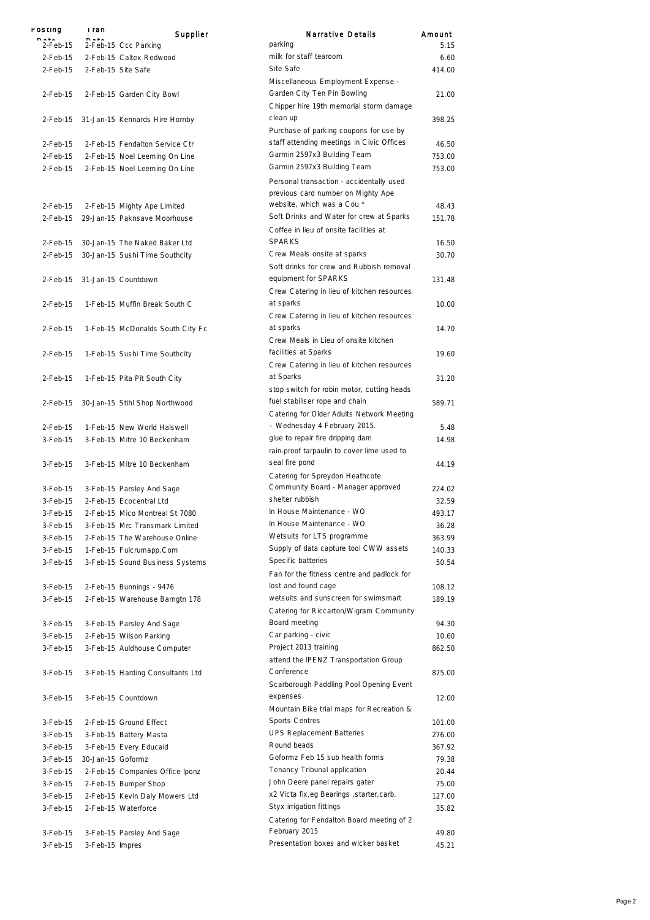| Posting Date | Tran Date | Supplier | Narrative Details | Amount |
|---|---|---|---|---|
| 2-Feb-15 | 2-Feb-15 | Ccc Parking | parking | 5.15 |
| 2-Feb-15 | 2-Feb-15 | Caltex Redwood | milk for staff tearoom | 6.60 |
| 2-Feb-15 | 2-Feb-15 | Site Safe | Site Safe | 414.00 |
| 2-Feb-15 | 2-Feb-15 | Garden City Bowl | Miscellaneous Employment Expense - Garden City Ten Pin Bowling | 21.00 |
| 2-Feb-15 | 31-Jan-15 | Kennards Hire Hornby | Chipper hire 19th memorial storm damage clean up | 398.25 |
| 2-Feb-15 | 2-Feb-15 | Fendalton Service Ctr | Purchase of parking coupons for use by staff attending meetings in Civic Offices | 46.50 |
| 2-Feb-15 | 2-Feb-15 | Noel Leeming On Line | Garmin 2597x3 Building Team | 753.00 |
| 2-Feb-15 | 2-Feb-15 | Noel Leeming On Line | Garmin 2597x3 Building Team | 753.00 |
| 2-Feb-15 | 2-Feb-15 | Mighty Ape Limited | Personal transaction - accidentally used previous card number on Mighty Ape website, which was a Cou * | 48.43 |
| 2-Feb-15 | 29-Jan-15 | Paknsave Moorhouse | Soft Drinks and Water for crew at Sparks | 151.78 |
| 2-Feb-15 | 30-Jan-15 | The Naked Baker Ltd | Coffee in lieu of onsite facilities at SPARKS | 16.50 |
| 2-Feb-15 | 30-Jan-15 | Sushi Time Southcity | Crew Meals onsite at sparks | 30.70 |
| 2-Feb-15 | 31-Jan-15 | Countdown | Soft drinks for crew and Rubbish removal equipment for SPARKS | 131.48 |
| 2-Feb-15 | 1-Feb-15 | Muffin Break South C | Crew Catering in lieu of kitchen resources at sparks | 10.00 |
| 2-Feb-15 | 1-Feb-15 | McDonalds South City Fc | Crew Catering in lieu of kitchen resources at sparks | 14.70 |
| 2-Feb-15 | 1-Feb-15 | Sushi Time Southcity | Crew Meals in Lieu of onsite kitchen facilities at Sparks | 19.60 |
| 2-Feb-15 | 1-Feb-15 | Pita Pit South City | Crew Catering in lieu of kitchen resources at Sparks | 31.20 |
| 2-Feb-15 | 30-Jan-15 | Stihl Shop Northwood | stop switch for robin motor, cutting heads fuel stabiliser rope and chain | 589.71 |
| 2-Feb-15 | 1-Feb-15 | New World Halswell | Catering for Older Adults Network Meeting – Wednesday 4 February 2015. | 5.48 |
| 3-Feb-15 | 3-Feb-15 | Mitre 10 Beckenham | glue to repair fire dripping dam | 14.98 |
| 3-Feb-15 | 3-Feb-15 | Mitre 10 Beckenham | rain-proof tarpaulin to cover lime used to seal fire pond | 44.19 |
| 3-Feb-15 | 3-Feb-15 | Parsley And Sage | Catering for Spreydon Heathcote Community Board - Manager approved | 224.02 |
| 3-Feb-15 | 2-Feb-15 | Ecocentral Ltd | shelter rubbish | 32.59 |
| 3-Feb-15 | 2-Feb-15 | Mico Montreal St 7080 | In House Maintenance - WO | 493.17 |
| 3-Feb-15 | 3-Feb-15 | Mrc Transmark Limited | In House Maintenance - WO | 36.28 |
| 3-Feb-15 | 2-Feb-15 | The Warehouse Online | Wetsuits for LTS programme | 363.99 |
| 3-Feb-15 | 1-Feb-15 | Fulcrumapp.Com | Supply of data capture tool CWW assets | 140.33 |
| 3-Feb-15 | 3-Feb-15 | Sound Business Systems | Specific batteries | 50.54 |
| 3-Feb-15 | 2-Feb-15 | Bunnings - 9476 | Fan for the fitness centre and padlock for lost and found cage | 108.12 |
| 3-Feb-15 | 2-Feb-15 | Warehouse Barngtn 178 | wetsuits and sunscreen for swimsmart | 189.19 |
| 3-Feb-15 | 3-Feb-15 | Parsley And Sage | Catering for Riccarton/Wigram Community Board meeting | 94.30 |
| 3-Feb-15 | 2-Feb-15 | Wilson Parking | Car parking - civic | 10.60 |
| 3-Feb-15 | 3-Feb-15 | Auldhouse Computer | Project 2013 training | 862.50 |
| 3-Feb-15 | 3-Feb-15 | Harding Consultants Ltd | attend the IPENZ Transportation Group Conference | 875.00 |
| 3-Feb-15 | 3-Feb-15 | Countdown | Scarborough Paddling Pool Opening Event expenses | 12.00 |
| 3-Feb-15 | 2-Feb-15 | Ground Effect | Mountain Bike trial maps for Recreation & Sports Centres | 101.00 |
| 3-Feb-15 | 3-Feb-15 | Battery Masta | UPS Replacement Batteries | 276.00 |
| 3-Feb-15 | 3-Feb-15 | Every Educaid | Round beads | 367.92 |
| 3-Feb-15 | 30-Jan-15 | Goformz | Goformz Feb 15 sub health forms | 79.38 |
| 3-Feb-15 | 2-Feb-15 | Companies Office Iponz | Tenancy Tribunal application | 20.44 |
| 3-Feb-15 | 2-Feb-15 | Bumper Shop | John Deere panel repairs gater | 75.00 |
| 3-Feb-15 | 2-Feb-15 | Kevin Daly Mowers Ltd | x2 Victa fix,eg Bearings ,starter,carb. | 127.00 |
| 3-Feb-15 | 2-Feb-15 | Waterforce | Styx irrigation fittings | 35.82 |
| 3-Feb-15 | 3-Feb-15 | Parsley And Sage | Catering for Fendalton Board meeting of 2 February 2015 | 49.80 |
| 3-Feb-15 | 3-Feb-15 | Impres | Presentation boxes and wicker basket | 45.21 |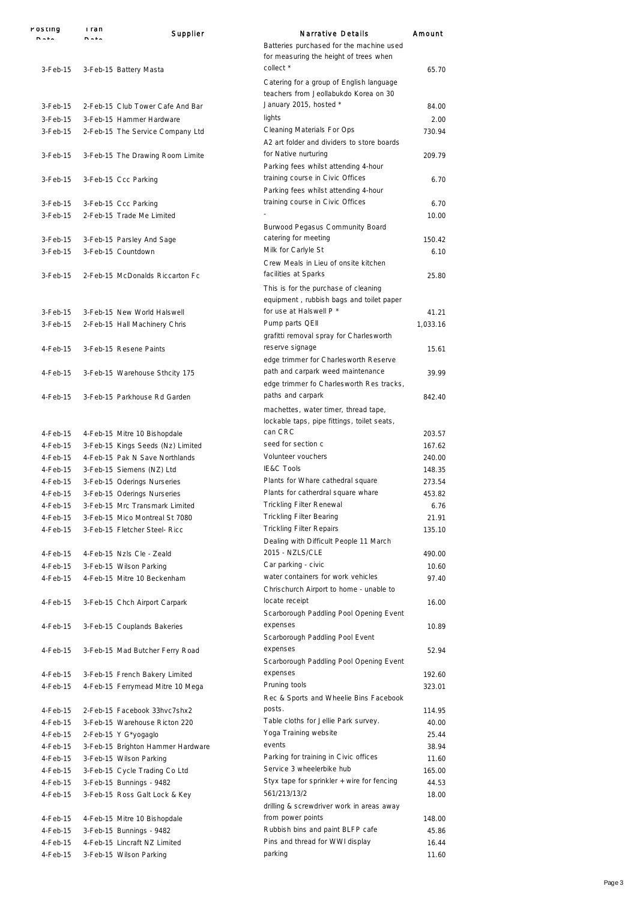| Posting Date | Tran Date | Supplier | Narrative Details | Amount |
|---|---|---|---|---|
| 3-Feb-15 | 3-Feb-15 | Battery Masta | Batteries purchased for the machine used for measuring the height of trees when collect * | 65.70 |
| 3-Feb-15 | 2-Feb-15 | Club Tower Cafe And Bar | Catering for a group of English language teachers from Jeollabukdo Korea on 30 January 2015, hosted * | 84.00 |
| 3-Feb-15 | 3-Feb-15 | Hammer Hardware | lights | 2.00 |
| 3-Feb-15 | 2-Feb-15 | The Service Company Ltd | Cleaning Materials For Ops | 730.94 |
| 3-Feb-15 | 3-Feb-15 | The Drawing Room Limite | A2 art folder and dividers to store boards for Native nurturing | 209.79 |
| 3-Feb-15 | 3-Feb-15 | Ccc Parking | Parking fees whilst attending 4-hour training course in Civic Offices | 6.70 |
| 3-Feb-15 | 3-Feb-15 | Ccc Parking | Parking fees whilst attending 4-hour training course in Civic Offices | 6.70 |
| 3-Feb-15 | 2-Feb-15 | Trade Me Limited | - | 10.00 |
| 3-Feb-15 | 3-Feb-15 | Parsley And Sage | Burwood Pegasus Community Board catering for meeting | 150.42 |
| 3-Feb-15 | 3-Feb-15 | Countdown | Milk for Carlyle St | 6.10 |
| 3-Feb-15 | 2-Feb-15 | McDonalds Riccarton Fc | Crew Meals in Lieu of onsite kitchen facilities at Sparks | 25.80 |
| 3-Feb-15 | 3-Feb-15 | New World Halswell | This is for the purchase of cleaning equipment , rubbish bags and toilet paper for use at Halswell P * | 41.21 |
| 3-Feb-15 | 2-Feb-15 | Hall Machinery Chris | Pump parts QEII | 1,033.16 |
| 4-Feb-15 | 3-Feb-15 | Resene Paints | grafitti removal spray for Charlesworth reserve signage | 15.61 |
| 4-Feb-15 | 3-Feb-15 | Warehouse Sthcity 175 | edge trimmer for Charlesworth Reserve path and carpark weed maintenance | 39.99 |
| 4-Feb-15 | 3-Feb-15 | Parkhouse Rd Garden | edge trimmer fo Charlesworth Res tracks, paths and carpark | 842.40 |
| 4-Feb-15 | 4-Feb-15 | Mitre 10 Bishopdale | machettes, water timer, thread tape, lockable taps, pipe fittings, toilet seats, can CRC | 203.57 |
| 4-Feb-15 | 3-Feb-15 | Kings Seeds (Nz) Limited | seed for section c | 167.62 |
| 4-Feb-15 | 4-Feb-15 | Pak N Save Northlands | Volunteer vouchers | 240.00 |
| 4-Feb-15 | 3-Feb-15 | Siemens (NZ) Ltd | IE&C Tools | 148.35 |
| 4-Feb-15 | 3-Feb-15 | Oderings Nurseries | Plants for Whare cathedral square | 273.54 |
| 4-Feb-15 | 3-Feb-15 | Oderings Nurseries | Plants for catherdral square whare | 453.82 |
| 4-Feb-15 | 3-Feb-15 | Mrc Transmark Limited | Trickling Filter Renewal | 6.76 |
| 4-Feb-15 | 3-Feb-15 | Mico Montreal St 7080 | Trickling Filter Bearing | 21.91 |
| 4-Feb-15 | 3-Feb-15 | Fletcher Steel- Ricc | Trickling Filter Repairs | 135.10 |
| 4-Feb-15 | 4-Feb-15 | Nzls Cle - Zeald | Dealing with Difficult People 11 March 2015 - NZLS/CLE | 490.00 |
| 4-Feb-15 | 3-Feb-15 | Wilson Parking | Car parking - civic | 10.60 |
| 4-Feb-15 | 4-Feb-15 | Mitre 10 Beckenham | water containers for work vehicles | 97.40 |
| 4-Feb-15 | 3-Feb-15 | Chch Airport Carpark | Chrischurch Airport to home - unable to locate receipt | 16.00 |
| 4-Feb-15 | 3-Feb-15 | Couplands Bakeries | Scarborough Paddling Pool Opening Event expenses | 10.89 |
| 4-Feb-15 | 3-Feb-15 | Mad Butcher Ferry Road | Scarborough Paddling Pool Event expenses | 52.94 |
| 4-Feb-15 | 3-Feb-15 | French Bakery Limited | Scarborough Paddling Pool Opening Event expenses | 192.60 |
| 4-Feb-15 | 4-Feb-15 | Ferrymead Mitre 10 Mega | Pruning tools | 323.01 |
| 4-Feb-15 | 2-Feb-15 | Facebook 33hvc7shx2 | Rec & Sports and Wheelie Bins Facebook posts. | 114.95 |
| 4-Feb-15 | 3-Feb-15 | Warehouse Ricton 220 | Table cloths for Jellie Park survey. | 40.00 |
| 4-Feb-15 | 2-Feb-15 | Y G*yogaglo | Yoga Training website | 25.44 |
| 4-Feb-15 | 3-Feb-15 | Brighton Hammer Hardware | events | 38.94 |
| 4-Feb-15 | 3-Feb-15 | Wilson Parking | Parking for training in Civic offices | 11.60 |
| 4-Feb-15 | 3-Feb-15 | Cycle Trading Co Ltd | Service 3 wheelerbike hub | 165.00 |
| 4-Feb-15 | 3-Feb-15 | Bunnings - 9482 | Styx tape for sprinkler + wire for fencing | 44.53 |
| 4-Feb-15 | 3-Feb-15 | Ross Galt Lock & Key | 561/213/13/2 | 18.00 |
| 4-Feb-15 | 4-Feb-15 | Mitre 10 Bishopdale | drilling & screwdriver work in areas away from power points | 148.00 |
| 4-Feb-15 | 3-Feb-15 | Bunnings - 9482 | Rubbish bins and paint BLFP cafe | 45.86 |
| 4-Feb-15 | 4-Feb-15 | Lincraft NZ Limited | Pins and thread for WWI display | 16.44 |
| 4-Feb-15 | 3-Feb-15 | Wilson Parking | parking | 11.60 |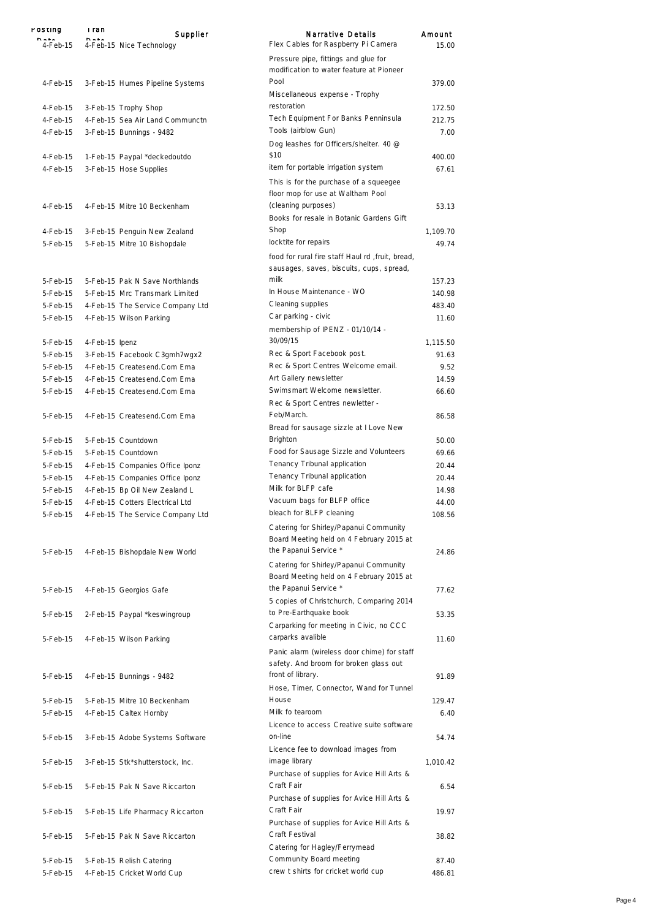| Posting Date | Tran Date | Supplier | Narrative Details | Amount |
|---|---|---|---|---|
| 4-Feb-15 | 4-Feb-15 | Nice Technology | Flex Cables for Raspberry Pi Camera | 15.00 |
| 4-Feb-15 | 3-Feb-15 | Humes Pipeline Systems | Pressure pipe, fittings and glue for modification to water feature at Pioneer Pool | 379.00 |
| 4-Feb-15 | 3-Feb-15 | Trophy Shop | Miscellaneous expense - Trophy restoration | 172.50 |
| 4-Feb-15 | 4-Feb-15 | Sea Air Land Communctn | Tech Equipment For Banks Penninsula | 212.75 |
| 4-Feb-15 | 3-Feb-15 | Bunnings - 9482 | Tools (airblow Gun) | 7.00 |
| 4-Feb-15 | 1-Feb-15 | Paypal *deckedoutdo | Dog leashes for Officers/shelter. 40 @ $10 | 400.00 |
| 4-Feb-15 | 3-Feb-15 | Hose Supplies | item for portable irrigation system | 67.61 |
| 4-Feb-15 | 4-Feb-15 | Mitre 10 Beckenham | This is for the purchase of a squeegee floor mop for use at Waltham Pool (cleaning purposes) | 53.13 |
| 4-Feb-15 | 3-Feb-15 | Penguin New Zealand | Books for resale in Botanic Gardens Gift Shop | 1,109.70 |
| 5-Feb-15 | 5-Feb-15 | Mitre 10 Bishopdale | locktite for repairs | 49.74 |
| 5-Feb-15 | 5-Feb-15 | Pak N Save Northlands | food for rural fire staff Haul rd ,fruit, bread, sausages, saves, biscuits, cups, spread, milk | 157.23 |
| 5-Feb-15 | 5-Feb-15 | Mrc Transmark Limited | In House Maintenance - WO | 140.98 |
| 5-Feb-15 | 4-Feb-15 | The Service Company Ltd | Cleaning supplies | 483.40 |
| 5-Feb-15 | 4-Feb-15 | Wilson Parking | Car parking - civic | 11.60 |
| 5-Feb-15 | 4-Feb-15 | Ipenz | membership of IPENZ - 01/10/14 - 30/09/15 | 1,115.50 |
| 5-Feb-15 | 3-Feb-15 | Facebook C3gmh7wgx2 | Rec & Sport Facebook post. | 91.63 |
| 5-Feb-15 | 4-Feb-15 | Createsend.Com Ema | Rec & Sport Centres Welcome email. | 9.52 |
| 5-Feb-15 | 4-Feb-15 | Createsend.Com Ema | Art Gallery newsletter | 14.59 |
| 5-Feb-15 | 4-Feb-15 | Createsend.Com Ema | Swimsmart Welcome newsletter. | 66.60 |
| 5-Feb-15 | 4-Feb-15 | Createsend.Com Ema | Rec & Sport Centres newletter - Feb/March. | 86.58 |
| 5-Feb-15 | 5-Feb-15 | Countdown | Bread for sausage sizzle at I Love New Brighton | 50.00 |
| 5-Feb-15 | 5-Feb-15 | Countdown | Food for Sausage Sizzle and Volunteers | 69.66 |
| 5-Feb-15 | 4-Feb-15 | Companies Office Iponz | Tenancy Tribunal application | 20.44 |
| 5-Feb-15 | 4-Feb-15 | Companies Office Iponz | Tenancy Tribunal application | 20.44 |
| 5-Feb-15 | 4-Feb-15 | Bp Oil New Zealand L | Milk for BLFP cafe | 14.98 |
| 5-Feb-15 | 4-Feb-15 | Cotters Electrical Ltd | Vacuum bags for BLFP office | 44.00 |
| 5-Feb-15 | 4-Feb-15 | The Service Company Ltd | bleach for BLFP cleaning | 108.56 |
| 5-Feb-15 | 4-Feb-15 | Bishopdale New World | Catering for Shirley/Papanui Community Board Meeting held on 4 February 2015 at the Papanui Service * | 24.86 |
| 5-Feb-15 | 4-Feb-15 | Georgios Gafe | Catering for Shirley/Papanui Community Board Meeting held on 4 February 2015 at the Papanui Service * | 77.62 |
| 5-Feb-15 | 2-Feb-15 | Paypal *keswingroup | 5 copies of Christchurch, Comparing 2014 to Pre-Earthquake book | 53.35 |
| 5-Feb-15 | 4-Feb-15 | Wilson Parking | Carparking for meeting in Civic, no CCC carparks avalible | 11.60 |
| 5-Feb-15 | 4-Feb-15 | Bunnings - 9482 | Panic alarm (wireless door chime) for staff safety. And broom for broken glass out front of library. | 91.89 |
| 5-Feb-15 | 5-Feb-15 | Mitre 10 Beckenham | Hose, Timer, Connector, Wand for Tunnel House | 129.47 |
| 5-Feb-15 | 4-Feb-15 | Caltex Hornby | Milk fo tearoom | 6.40 |
| 5-Feb-15 | 3-Feb-15 | Adobe Systems Software | Licence to access Creative suite software on-line | 54.74 |
| 5-Feb-15 | 3-Feb-15 | Stk*shutterstock, Inc. | Licence fee to download images from image library | 1,010.42 |
| 5-Feb-15 | 5-Feb-15 | Pak N Save Riccarton | Purchase of supplies for Avice Hill Arts & Craft Fair | 6.54 |
| 5-Feb-15 | 5-Feb-15 | Life Pharmacy Riccarton | Purchase of supplies for Avice Hill Arts & Craft Fair | 19.97 |
| 5-Feb-15 | 5-Feb-15 | Pak N Save Riccarton | Purchase of supplies for Avice Hill Arts & Craft Festival | 38.82 |
| 5-Feb-15 | 5-Feb-15 | Relish Catering | Catering for Hagley/Ferrymead Community Board meeting | 87.40 |
| 5-Feb-15 | 4-Feb-15 | Cricket World Cup | crew t shirts for cricket world cup | 486.81 |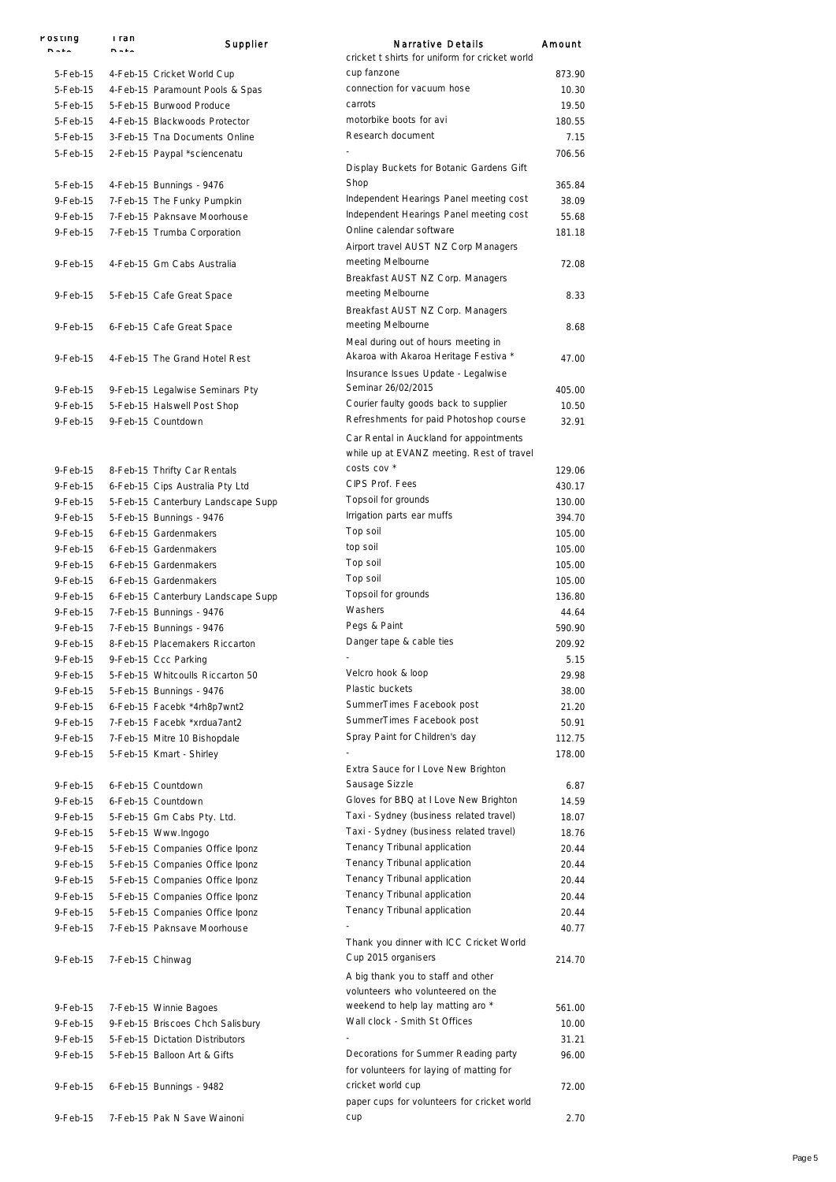| Posting Date | Tran Date | Supplier | Narrative Details | Amount |
|---|---|---|---|---|
| 5-Feb-15 | 4-Feb-15 | Cricket World Cup | cricket t shirts for uniform for cricket world cup fanzone | 873.90 |
| 5-Feb-15 | 4-Feb-15 | Paramount Pools & Spas | connection for vacuum hose | 10.30 |
| 5-Feb-15 | 5-Feb-15 | Burwood Produce | carrots | 19.50 |
| 5-Feb-15 | 4-Feb-15 | Blackwoods Protector | motorbike boots for avi | 180.55 |
| 5-Feb-15 | 3-Feb-15 | Tna Documents Online | Research document | 7.15 |
| 5-Feb-15 | 2-Feb-15 | Paypal *sciencenatu | - | 706.56 |
| 5-Feb-15 | 4-Feb-15 | Bunnings - 9476 | Display Buckets for Botanic Gardens Gift Shop | 365.84 |
| 9-Feb-15 | 7-Feb-15 | The Funky Pumpkin | Independent Hearings Panel meeting cost | 38.09 |
| 9-Feb-15 | 7-Feb-15 | Paknsave Moorhouse | Independent Hearings Panel meeting cost | 55.68 |
| 9-Feb-15 | 7-Feb-15 | Trumba Corporation | Online calendar software | 181.18 |
| 9-Feb-15 | 4-Feb-15 | Gm Cabs Australia | Airport travel AUST NZ Corp Managers meeting Melbourne | 72.08 |
| 9-Feb-15 | 5-Feb-15 | Cafe Great Space | Breakfast AUST NZ Corp. Managers meeting Melbourne | 8.33 |
| 9-Feb-15 | 6-Feb-15 | Cafe Great Space | Breakfast AUST NZ Corp. Managers meeting Melbourne | 8.68 |
| 9-Feb-15 | 4-Feb-15 | The Grand Hotel Rest | Meal during out of hours meeting in Akaroa with Akaroa Heritage Festiva * | 47.00 |
| 9-Feb-15 | 9-Feb-15 | Legalwise Seminars Pty | Insurance Issues Update - Legalwise Seminar 26/02/2015 | 405.00 |
| 9-Feb-15 | 5-Feb-15 | Halswell Post Shop | Courier faulty goods back to supplier | 10.50 |
| 9-Feb-15 | 9-Feb-15 | Countdown | Refreshments for paid Photoshop course | 32.91 |
| 9-Feb-15 | 8-Feb-15 | Thrifty Car Rentals | Car Rental in Auckland for appointments while up at EVANZ meeting. Rest of travel costs cov * | 129.06 |
| 9-Feb-15 | 6-Feb-15 | Cips Australia Pty Ltd | CIPS Prof. Fees | 430.17 |
| 9-Feb-15 | 5-Feb-15 | Canterbury Landscape Supp | Topsoil for grounds | 130.00 |
| 9-Feb-15 | 5-Feb-15 | Bunnings - 9476 | Irrigation parts ear muffs | 394.70 |
| 9-Feb-15 | 6-Feb-15 | Gardenmakers | Top soil | 105.00 |
| 9-Feb-15 | 6-Feb-15 | Gardenmakers | top soil | 105.00 |
| 9-Feb-15 | 6-Feb-15 | Gardenmakers | Top soil | 105.00 |
| 9-Feb-15 | 6-Feb-15 | Gardenmakers | Top soil | 105.00 |
| 9-Feb-15 | 6-Feb-15 | Canterbury Landscape Supp | Topsoil for grounds | 136.80 |
| 9-Feb-15 | 7-Feb-15 | Bunnings - 9476 | Washers | 44.64 |
| 9-Feb-15 | 7-Feb-15 | Bunnings - 9476 | Pegs & Paint | 590.90 |
| 9-Feb-15 | 8-Feb-15 | Placemakers Riccarton | Danger tape & cable ties | 209.92 |
| 9-Feb-15 | 9-Feb-15 | Ccc Parking | - | 5.15 |
| 9-Feb-15 | 5-Feb-15 | Whitcoulls Riccarton 50 | Velcro hook & loop | 29.98 |
| 9-Feb-15 | 5-Feb-15 | Bunnings - 9476 | Plastic buckets | 38.00 |
| 9-Feb-15 | 6-Feb-15 | Facebk *4rh8p7wnt2 | SummerTimes Facebook post | 21.20 |
| 9-Feb-15 | 7-Feb-15 | Facebk *xrdua7ant2 | SummerTimes Facebook post | 50.91 |
| 9-Feb-15 | 7-Feb-15 | Mitre 10 Bishopdale | Spray Paint for Children's day | 112.75 |
| 9-Feb-15 | 5-Feb-15 | Kmart - Shirley | - | 178.00 |
| 9-Feb-15 | 6-Feb-15 | Countdown | Extra Sauce for I Love New Brighton Sausage Sizzle | 6.87 |
| 9-Feb-15 | 6-Feb-15 | Countdown | Gloves for BBQ at I Love New Brighton | 14.59 |
| 9-Feb-15 | 5-Feb-15 | Gm Cabs Pty. Ltd. | Taxi - Sydney (business related travel) | 18.07 |
| 9-Feb-15 | 5-Feb-15 | Www.Ingogo | Taxi - Sydney (business related travel) | 18.76 |
| 9-Feb-15 | 5-Feb-15 | Companies Office Iponz | Tenancy Tribunal application | 20.44 |
| 9-Feb-15 | 5-Feb-15 | Companies Office Iponz | Tenancy Tribunal application | 20.44 |
| 9-Feb-15 | 5-Feb-15 | Companies Office Iponz | Tenancy Tribunal application | 20.44 |
| 9-Feb-15 | 5-Feb-15 | Companies Office Iponz | Tenancy Tribunal application | 20.44 |
| 9-Feb-15 | 5-Feb-15 | Companies Office Iponz | Tenancy Tribunal application | 20.44 |
| 9-Feb-15 | 7-Feb-15 | Paknsave Moorhouse | - | 40.77 |
| 9-Feb-15 | 7-Feb-15 | Chinwag | Thank you dinner with ICC Cricket World Cup 2015 organisers | 214.70 |
| 9-Feb-15 | 7-Feb-15 | Winnie Bagoes | A big thank you to staff and other volunteers who volunteered on the weekend to help lay matting aro * | 561.00 |
| 9-Feb-15 | 9-Feb-15 | Briscoes Chch Salisbury | Wall clock - Smith St Offices | 10.00 |
| 9-Feb-15 | 5-Feb-15 | Dictation Distributors | - | 31.21 |
| 9-Feb-15 | 5-Feb-15 | Balloon Art & Gifts | Decorations for Summer Reading party | 96.00 |
| 9-Feb-15 | 6-Feb-15 | Bunnings - 9482 | for volunteers for laying of matting for cricket world cup | 72.00 |
| 9-Feb-15 | 7-Feb-15 | Pak N Save Wainoni | paper cups for volunteers for cricket world cup | 2.70 |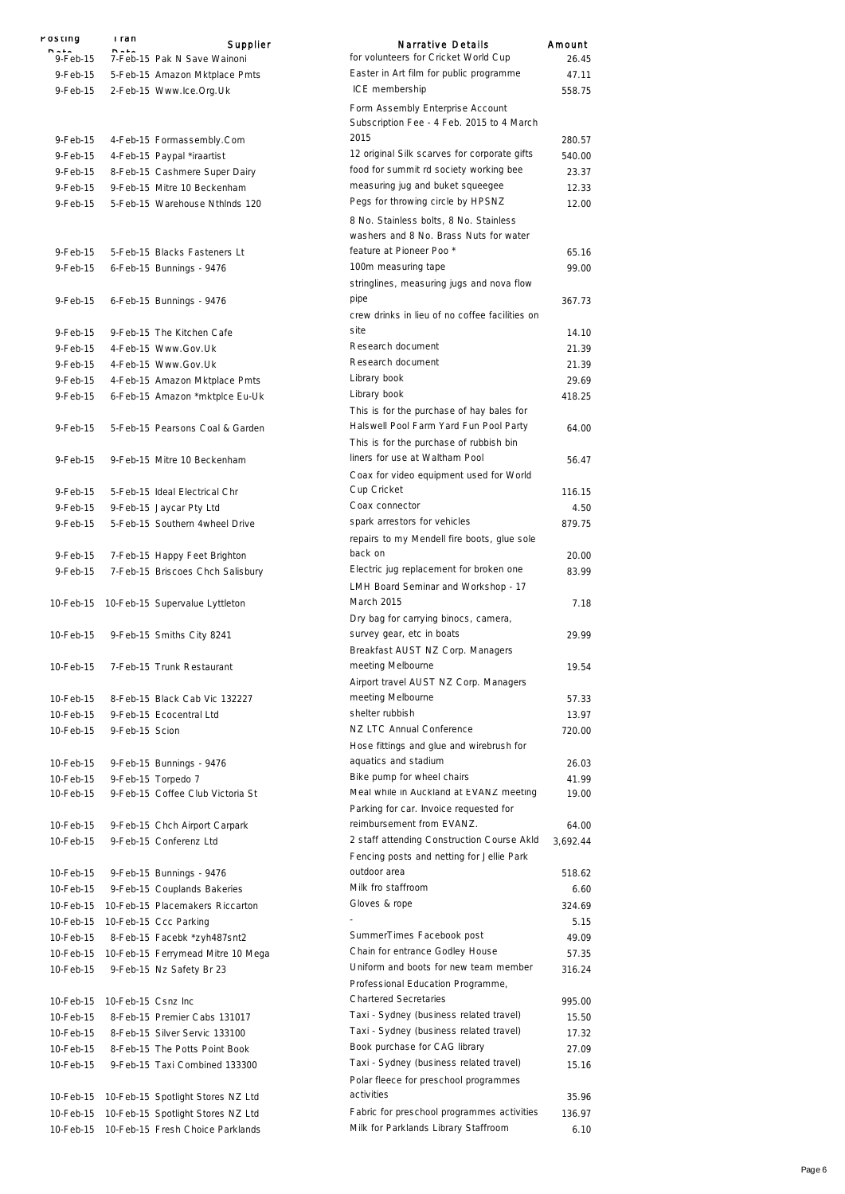| Posting Date | Tran Date | Supplier | Narrative Details | Amount |
|---|---|---|---|---|
| 9-Feb-15 | 7-Feb-15 | Pak N Save Wainoni | for volunteers for Cricket World Cup | 26.45 |
| 9-Feb-15 | 5-Feb-15 | Amazon Mktplace Pmts | Easter in Art film for public programme | 47.11 |
| 9-Feb-15 | 2-Feb-15 | Www.Ice.Org.Uk | ICE membership | 558.75 |
| 9-Feb-15 | 4-Feb-15 | Formassembly.Com | Form Assembly Enterprise Account Subscription Fee - 4 Feb. 2015 to 4 March 2015 | 280.57 |
| 9-Feb-15 | 4-Feb-15 | Paypal *iraartist | 12 original Silk scarves for corporate gifts | 540.00 |
| 9-Feb-15 | 8-Feb-15 | Cashmere Super Dairy | food for summit rd society working bee | 23.37 |
| 9-Feb-15 | 9-Feb-15 | Mitre 10 Beckenham | measuring jug and buket squeegee | 12.33 |
| 9-Feb-15 | 5-Feb-15 | Warehouse Nthlnds 120 | Pegs for throwing circle by HPSNZ | 12.00 |
| 9-Feb-15 | 5-Feb-15 | Blacks Fasteners Lt | 8 No. Stainless bolts, 8 No. Stainless washers and 8 No. Brass Nuts for water feature at Pioneer Poo * | 65.16 |
| 9-Feb-15 | 6-Feb-15 | Bunnings - 9476 | 100m measuring tape | 99.00 |
| 9-Feb-15 | 6-Feb-15 | Bunnings - 9476 | stringlines, measuring jugs and nova flow pipe | 367.73 |
| 9-Feb-15 | 9-Feb-15 | The Kitchen Cafe | crew drinks in lieu of no coffee facilities on site | 14.10 |
| 9-Feb-15 | 4-Feb-15 | Www.Gov.Uk | Research document | 21.39 |
| 9-Feb-15 | 4-Feb-15 | Www.Gov.Uk | Research document | 21.39 |
| 9-Feb-15 | 4-Feb-15 | Amazon Mktplace Pmts | Library book | 29.69 |
| 9-Feb-15 | 6-Feb-15 | Amazon *mktplce Eu-Uk | Library book | 418.25 |
| 9-Feb-15 | 5-Feb-15 | Pearsons Coal & Garden | This is for the purchase of hay bales for Halswell Pool Farm Yard Fun Pool Party | 64.00 |
| 9-Feb-15 | 9-Feb-15 | Mitre 10 Beckenham | This is for the purchase of rubbish bin liners for use at Waltham Pool | 56.47 |
| 9-Feb-15 | 5-Feb-15 | Ideal Electrical Chr | Coax for video equipment used for World Cup Cricket | 116.15 |
| 9-Feb-15 | 9-Feb-15 | Jaycar Pty Ltd | Coax connector | 4.50 |
| 9-Feb-15 | 5-Feb-15 | Southern 4wheel Drive | spark arrestors for vehicles | 879.75 |
| 9-Feb-15 | 7-Feb-15 | Happy Feet Brighton | repairs to my Mendell fire boots, glue sole back on | 20.00 |
| 9-Feb-15 | 7-Feb-15 | Briscoes Chch Salisbury | Electric jug replacement for broken one | 83.99 |
| 10-Feb-15 | 10-Feb-15 | Supervalue Lyttleton | LMH Board Seminar and Workshop - 17 March 2015 | 7.18 |
| 10-Feb-15 | 9-Feb-15 | Smiths City 8241 | Dry bag for carrying binocs, camera, survey gear, etc in boats | 29.99 |
| 10-Feb-15 | 7-Feb-15 | Trunk Restaurant | Breakfast AUST NZ Corp. Managers meeting Melbourne | 19.54 |
| 10-Feb-15 | 8-Feb-15 | Black Cab Vic 132227 | Airport travel AUST NZ Corp. Managers meeting Melbourne | 57.33 |
| 10-Feb-15 | 9-Feb-15 | Ecocentral Ltd | shelter rubbish | 13.97 |
| 10-Feb-15 | 9-Feb-15 | Scion | NZ LTC Annual Conference | 720.00 |
| 10-Feb-15 | 9-Feb-15 | Bunnings - 9476 | Hose fittings and glue and wirebrush for aquatics and stadium | 26.03 |
| 10-Feb-15 | 9-Feb-15 | Torpedo 7 | Bike pump for wheel chairs | 41.99 |
| 10-Feb-15 | 9-Feb-15 | Coffee Club Victoria St | Meal while in Auckland at EVANZ meeting | 19.00 |
| 10-Feb-15 | 9-Feb-15 | Chch Airport Carpark | Parking for car. Invoice requested for reimbursement from EVANZ. | 64.00 |
| 10-Feb-15 | 9-Feb-15 | Conferenz Ltd | 2 staff attending Construction Course Akld | 3,692.44 |
| 10-Feb-15 | 9-Feb-15 | Bunnings - 9476 | Fencing posts and netting for Jellie Park outdoor area | 518.62 |
| 10-Feb-15 | 9-Feb-15 | Couplands Bakeries | Milk fro staffroom | 6.60 |
| 10-Feb-15 | 10-Feb-15 | Placemakers Riccarton | Gloves & rope | 324.69 |
| 10-Feb-15 | 10-Feb-15 | Ccc Parking | - | 5.15 |
| 10-Feb-15 | 8-Feb-15 | Facebk *zyh487snt2 | SummerTimes Facebook post | 49.09 |
| 10-Feb-15 | 10-Feb-15 | Ferrymead Mitre 10 Mega | Chain for entrance Godley House | 57.35 |
| 10-Feb-15 | 9-Feb-15 | Nz Safety Br 23 | Uniform and boots for new team member | 316.24 |
| 10-Feb-15 | 10-Feb-15 | Csnz Inc | Professional Education Programme, Chartered Secretaries | 995.00 |
| 10-Feb-15 | 8-Feb-15 | Premier Cabs 131017 | Taxi - Sydney (business related travel) | 15.50 |
| 10-Feb-15 | 8-Feb-15 | Silver Servic 133100 | Taxi - Sydney (business related travel) | 17.32 |
| 10-Feb-15 | 8-Feb-15 | The Potts Point Book | Book purchase for CAG library | 27.09 |
| 10-Feb-15 | 9-Feb-15 | Taxi Combined 133300 | Taxi - Sydney (business related travel) | 15.16 |
| 10-Feb-15 | 10-Feb-15 | Spotlight Stores NZ Ltd | Polar fleece for preschool programmes activities | 35.96 |
| 10-Feb-15 | 10-Feb-15 | Spotlight Stores NZ Ltd | Fabric for preschool programmes activities | 136.97 |
| 10-Feb-15 | 10-Feb-15 | Fresh Choice Parklands | Milk for Parklands Library Staffroom | 6.10 |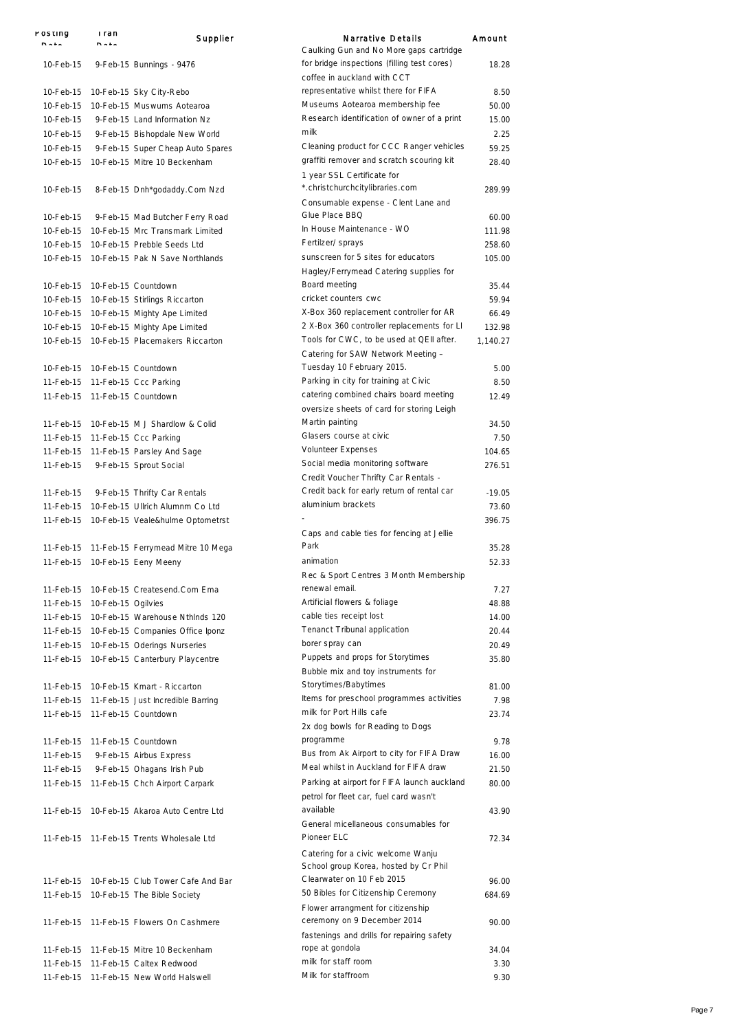| Posting Date | Tran Date | Supplier | Narrative Details | Amount |
|---|---|---|---|---|
| 10-Feb-15 | 9-Feb-15 | Bunnings - 9476 | Caulking Gun and No More gaps cartridge for bridge inspections (filling test cores) | 18.28 |
| 10-Feb-15 | 10-Feb-15 | Sky City-Rebo | coffee in auckland with CCT representative whilst there for FIFA | 8.50 |
| 10-Feb-15 | 10-Feb-15 | Muswums Aotearoa | Museums Aotearoa membership fee | 50.00 |
| 10-Feb-15 | 9-Feb-15 | Land Information Nz | Research identification of owner of a print | 15.00 |
| 10-Feb-15 | 9-Feb-15 | Bishopdale New World | milk | 2.25 |
| 10-Feb-15 | 9-Feb-15 | Super Cheap Auto Spares | Cleaning product for CCC Ranger vehicles | 59.25 |
| 10-Feb-15 | 10-Feb-15 | Mitre 10 Beckenham | graffiti remover and scratch scouring kit | 28.40 |
| 10-Feb-15 | 8-Feb-15 | Dnh*godaddy.Com Nzd | 1 year SSL Certificate for *.christchurchcitylibraries.com | 289.99 |
| 10-Feb-15 | 9-Feb-15 | Mad Butcher Ferry Road | Consumable expense - Clent Lane and Glue Place BBQ | 60.00 |
| 10-Feb-15 | 10-Feb-15 | Mrc Transmark Limited | In House Maintenance - WO | 111.98 |
| 10-Feb-15 | 10-Feb-15 | Prebble Seeds Ltd | Fertilzer/ sprays | 258.60 |
| 10-Feb-15 | 10-Feb-15 | Pak N Save Northlands | sunscreen for 5 sites for educators | 105.00 |
| 10-Feb-15 | 10-Feb-15 | Countdown | Hagley/Ferrymead Catering supplies for Board meeting | 35.44 |
| 10-Feb-15 | 10-Feb-15 | Stirlings Riccarton | cricket counters cwc | 59.94 |
| 10-Feb-15 | 10-Feb-15 | Mighty Ape Limited | X-Box 360 replacement controller for AR | 66.49 |
| 10-Feb-15 | 10-Feb-15 | Mighty Ape Limited | 2 X-Box 360 controller replacements for LI | 132.98 |
| 10-Feb-15 | 10-Feb-15 | Placemakers Riccarton | Tools for CWC, to be used at QEII after. | 1,140.27 |
| 10-Feb-15 | 10-Feb-15 | Countdown | Catering for SAW Network Meeting – Tuesday 10 February 2015. | 5.00 |
| 11-Feb-15 | 11-Feb-15 | Ccc Parking | Parking in city for training at Civic | 8.50 |
| 11-Feb-15 | 11-Feb-15 | Countdown | catering combined chairs board meeting | 12.49 |
| 11-Feb-15 | 10-Feb-15 | M J Shardlow & Colid | oversize sheets of card for storing Leigh Martin painting | 34.50 |
| 11-Feb-15 | 11-Feb-15 | Ccc Parking | Glasers course at civic | 7.50 |
| 11-Feb-15 | 11-Feb-15 | Parsley And Sage | Volunteer Expenses | 104.65 |
| 11-Feb-15 | 9-Feb-15 | Sprout Social | Social media monitoring software | 276.51 |
| 11-Feb-15 | 9-Feb-15 | Thrifty Car Rentals | Credit Voucher Thrifty Car Rentals - Credit back for early return of rental car | -19.05 |
| 11-Feb-15 | 10-Feb-15 | Ullrich Alumnm Co Ltd | aluminium brackets | 73.60 |
| 11-Feb-15 | 10-Feb-15 | Veale&hulme Optometrst | - | 396.75 |
| 11-Feb-15 | 11-Feb-15 | Ferrymead Mitre 10 Mega | Caps and cable ties for fencing at Jellie Park | 35.28 |
| 11-Feb-15 | 10-Feb-15 | Eeny Meeny | animation | 52.33 |
| 11-Feb-15 | 10-Feb-15 | Createsend.Com Ema | Rec & Sport Centres 3 Month Membership renewal email. | 7.27 |
| 11-Feb-15 | 10-Feb-15 | Ogilvies | Artificial flowers & foliage | 48.88 |
| 11-Feb-15 | 10-Feb-15 | Warehouse Nthlnds 120 | cable ties receipt lost | 14.00 |
| 11-Feb-15 | 10-Feb-15 | Companies Office Iponz | Tenanct Tribunal application | 20.44 |
| 11-Feb-15 | 10-Feb-15 | Oderings Nurseries | borer spray can | 20.49 |
| 11-Feb-15 | 10-Feb-15 | Canterbury Playcentre | Puppets and props for Storytimes | 35.80 |
| 11-Feb-15 | 10-Feb-15 | Kmart - Riccarton | Bubble mix and toy instruments for Storytimes/Babytimes | 81.00 |
| 11-Feb-15 | 11-Feb-15 | Just Incredible Barring | Items for preschool programmes activities | 7.98 |
| 11-Feb-15 | 11-Feb-15 | Countdown | milk for Port Hills cafe | 23.74 |
| 11-Feb-15 | 11-Feb-15 | Countdown | 2x dog bowls for Reading to Dogs programme | 9.78 |
| 11-Feb-15 | 9-Feb-15 | Airbus Express | Bus from Ak Airport to city for FIFA Draw | 16.00 |
| 11-Feb-15 | 9-Feb-15 | Ohagans Irish Pub | Meal whilst in Auckland for FIFA draw | 21.50 |
| 11-Feb-15 | 11-Feb-15 | Chch Airport Carpark | Parking at airport for FIFA launch auckland | 80.00 |
| 11-Feb-15 | 10-Feb-15 | Akaroa Auto Centre Ltd | petrol for fleet car, fuel card wasn't available | 43.90 |
| 11-Feb-15 | 11-Feb-15 | Trents Wholesale Ltd | General miscellaneous consumables for Pioneer ELC | 72.34 |
| 11-Feb-15 | 10-Feb-15 | Club Tower Cafe And Bar | Catering for a civic welcome Wanju School group Korea, hosted by Cr Phil Clearwater on 10 Feb 2015 | 96.00 |
| 11-Feb-15 | 10-Feb-15 | The Bible Society | 50 Bibles for Citizenship Ceremony | 684.69 |
| 11-Feb-15 | 11-Feb-15 | Flowers On Cashmere | Flower arrangment for citizenship ceremony on 9 December 2014 | 90.00 |
| 11-Feb-15 | 11-Feb-15 | Mitre 10 Beckenham | fastenings and drills for repairing safety rope at gondola | 34.04 |
| 11-Feb-15 | 11-Feb-15 | Caltex Redwood | milk for staff room | 3.30 |
| 11-Feb-15 | 11-Feb-15 | New World Halswell | Milk for staffroom | 9.30 |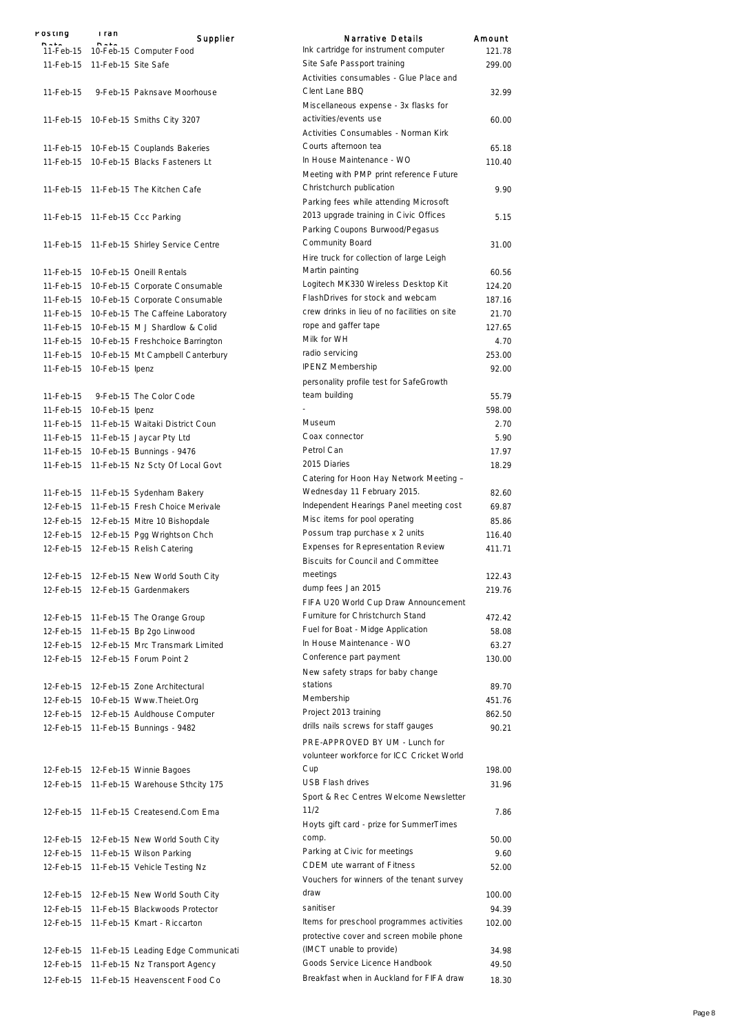| Posting Date | Tran Date | Supplier | Narrative Details | Amount |
|---|---|---|---|---|
| 11-Feb-15 | 10-Feb-15 | Computer Food | Ink cartridge for instrument computer | 121.78 |
| 11-Feb-15 | 11-Feb-15 | Site Safe | Site Safe Passport training | 299.00 |
| 11-Feb-15 | 9-Feb-15 | Paknsave Moorhouse | Activities consumables - Glue Place and Clent Lane BBQ | 32.99 |
| 11-Feb-15 | 10-Feb-15 | Smiths City 3207 | Miscellaneous expense - 3x flasks for activities/events use | 60.00 |
| 11-Feb-15 | 10-Feb-15 | Couplands Bakeries | Activities Consumables - Norman Kirk Courts afternoon tea | 65.18 |
| 11-Feb-15 | 10-Feb-15 | Blacks Fasteners Lt | In House Maintenance - WO | 110.40 |
| 11-Feb-15 | 11-Feb-15 | The Kitchen Cafe | Meeting with PMP print reference Future Christchurch publication | 9.90 |
| 11-Feb-15 | 11-Feb-15 | Ccc Parking | Parking fees while attending Microsoft 2013 upgrade training in Civic Offices | 5.15 |
| 11-Feb-15 | 11-Feb-15 | Shirley Service Centre | Parking Coupons Burwood/Pegasus Community Board | 31.00 |
| 11-Feb-15 | 10-Feb-15 | Oneill Rentals | Hire truck for collection of large Leigh Martin painting | 60.56 |
| 11-Feb-15 | 10-Feb-15 | Corporate Consumable | Logitech MK330 Wireless Desktop Kit | 124.20 |
| 11-Feb-15 | 10-Feb-15 | Corporate Consumable | FlashDrives for stock and webcam | 187.16 |
| 11-Feb-15 | 10-Feb-15 | The Caffeine Laboratory | crew drinks in lieu of no facilities on site | 21.70 |
| 11-Feb-15 | 10-Feb-15 | M J Shardlow & Colid | rope and gaffer tape | 127.65 |
| 11-Feb-15 | 10-Feb-15 | Freshchoice Barrington | Milk for WH | 4.70 |
| 11-Feb-15 | 10-Feb-15 | Mt Campbell Canterbury | radio servicing | 253.00 |
| 11-Feb-15 | 10-Feb-15 | Ipenz | IPENZ Membership | 92.00 |
| 11-Feb-15 | 9-Feb-15 | The Color Code | personality profile test for SafeGrowth team building | 55.79 |
| 11-Feb-15 | 10-Feb-15 | Ipenz | - | 598.00 |
| 11-Feb-15 | 11-Feb-15 | Waitaki District Coun | Museum | 2.70 |
| 11-Feb-15 | 11-Feb-15 | Jaycar Pty Ltd | Coax connector | 5.90 |
| 11-Feb-15 | 10-Feb-15 | Bunnings - 9476 | Petrol Can | 17.97 |
| 11-Feb-15 | 11-Feb-15 | Nz Scty Of Local Govt | 2015 Diaries | 18.29 |
| 11-Feb-15 | 11-Feb-15 | Sydenham Bakery | Catering for Hoon Hay Network Meeting – Wednesday 11 February 2015. | 82.60 |
| 12-Feb-15 | 11-Feb-15 | Fresh Choice Merivale | Independent Hearings Panel meeting cost | 69.87 |
| 12-Feb-15 | 12-Feb-15 | Mitre 10 Bishopdale | Misc items for pool operating | 85.86 |
| 12-Feb-15 | 12-Feb-15 | Pgg Wrightson Chch | Possum trap purchase x 2 units | 116.40 |
| 12-Feb-15 | 12-Feb-15 | Relish Catering | Expenses for Representation Review | 411.71 |
| 12-Feb-15 | 12-Feb-15 | New World South City | Biscuits for Council and Committee meetings | 122.43 |
| 12-Feb-15 | 12-Feb-15 | Gardenmakers | dump fees Jan 2015 | 219.76 |
| 12-Feb-15 | 11-Feb-15 | The Orange Group | FIFA U20 World Cup Draw Announcement Furniture for Christchurch Stand | 472.42 |
| 12-Feb-15 | 11-Feb-15 | Bp 2go Linwood | Fuel for Boat - Midge Application | 58.08 |
| 12-Feb-15 | 12-Feb-15 | Mrc Transmark Limited | In House Maintenance - WO | 63.27 |
| 12-Feb-15 | 12-Feb-15 | Forum Point 2 | Conference part payment | 130.00 |
| 12-Feb-15 | 12-Feb-15 | Zone Architectural | New safety straps for baby change stations | 89.70 |
| 12-Feb-15 | 10-Feb-15 | Www.Theiet.Org | Membership | 451.76 |
| 12-Feb-15 | 12-Feb-15 | Auldhouse Computer | Project 2013 training | 862.50 |
| 12-Feb-15 | 11-Feb-15 | Bunnings - 9482 | drills nails screws for staff gauges | 90.21 |
| 12-Feb-15 | 12-Feb-15 | Winnie Bagoes | PRE-APPROVED BY UM - Lunch for volunteer workforce for ICC Cricket World Cup | 198.00 |
| 12-Feb-15 | 11-Feb-15 | Warehouse Sthcity 175 | USB Flash drives | 31.96 |
| 12-Feb-15 | 11-Feb-15 | Createsend.Com Ema | Sport & Rec Centres Welcome Newsletter 11/2 | 7.86 |
| 12-Feb-15 | 12-Feb-15 | New World South City | Hoyts gift card - prize for SummerTimes comp. | 50.00 |
| 12-Feb-15 | 11-Feb-15 | Wilson Parking | Parking at Civic for meetings | 9.60 |
| 12-Feb-15 | 11-Feb-15 | Vehicle Testing Nz | CDEM ute warrant of Fitness | 52.00 |
| 12-Feb-15 | 12-Feb-15 | New World South City | Vouchers for winners of the tenant survey draw | 100.00 |
| 12-Feb-15 | 11-Feb-15 | Blackwoods Protector | sanitiser | 94.39 |
| 12-Feb-15 | 11-Feb-15 | Kmart - Riccarton | Items for preschool programmes activities | 102.00 |
| 12-Feb-15 | 11-Feb-15 | Leading Edge Communicati | protective cover and screen mobile phone (IMCT unable to provide) | 34.98 |
| 12-Feb-15 | 11-Feb-15 | Nz Transport Agency | Goods Service Licence Handbook | 49.50 |
| 12-Feb-15 | 11-Feb-15 | Heavenscent Food Co | Breakfast when in Auckland for FIFA draw | 18.30 |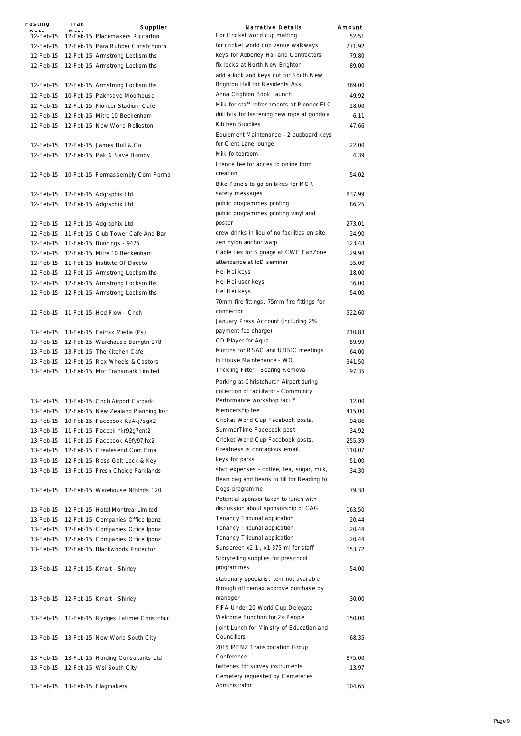| Posting Date | Tran Date | Supplier | Narrative Details | Amount |
|---|---|---|---|---|
| 12-Feb-15 | 12-Feb-15 | Placemakers Riccarton | For Cricket world cup matting | 52.51 |
| 12-Feb-15 | 12-Feb-15 | Para Rubber Christchurch | for cricket world cup venue walkways | 271.92 |
| 12-Feb-15 | 12-Feb-15 | Armstrong Locksmiths | keys for Abberley Hall and Contractors | 79.80 |
| 12-Feb-15 | 12-Feb-15 | Armstrong Locksmiths | fix locks at North New Brighton | 89.00 |
| 12-Feb-15 | 12-Feb-15 | Armstrong Locksmiths | add a lock and keys cut for South New Brighton Hall for Residents Ass | 369.00 |
| 12-Feb-15 | 10-Feb-15 | Paknsave Moorhouse | Anna Crighton Book Launch | 49.92 |
| 12-Feb-15 | 12-Feb-15 | Pioneer Stadium Cafe | Milk for staff refreshments at Pioneer ELC | 28.00 |
| 12-Feb-15 | 12-Feb-15 | Mitre 10 Beckenham | drill bits for fastening new rope at gondola | 6.11 |
| 12-Feb-15 | 12-Feb-15 | New World Rolleston | Kitchen Supplies | 47.66 |
| 12-Feb-15 | 12-Feb-15 | James Bull & Co | Equipment Maintenance - 2 cupboard keys for Clent Lane lounge | 22.00 |
| 12-Feb-15 | 12-Feb-15 | Pak N Save Hornby | Milk fo tearoom | 4.39 |
| 12-Feb-15 | 10-Feb-15 | Formassembly.Com Forma | licence fee for acces to online form creation | 54.02 |
| 12-Feb-15 | 12-Feb-15 | Adgraphix Ltd | Bike Panels to go on bikes for MCR safety messages | 837.99 |
| 12-Feb-15 | 12-Feb-15 | Adgraphix Ltd | public programmes printing | 86.25 |
| 12-Feb-15 | 12-Feb-15 | Adgraphix Ltd | public programmes printing vinyl and poster | 273.01 |
| 12-Feb-15 | 11-Feb-15 | Club Tower Cafe And Bar | crew drinks in lieu of no facilities on site | 24.90 |
| 12-Feb-15 | 11-Feb-15 | Bunnings - 9476 | zen nylon anchor warp | 123.48 |
| 12-Feb-15 | 12-Feb-15 | Mitre 10 Beckenham | Cable ties for Signage at CWC FanZone | 29.94 |
| 12-Feb-15 | 11-Feb-15 | Institute Of Directo | attendance at IoD seminar | 35.00 |
| 12-Feb-15 | 12-Feb-15 | Armstrong Locksmiths | Hei Hei keys | 18.00 |
| 12-Feb-15 | 12-Feb-15 | Armstrong Locksmiths | Hei Hei user keys | 36.00 |
| 12-Feb-15 | 12-Feb-15 | Armstrong Locksmiths | Hei Hei keys | 54.00 |
| 12-Feb-15 | 11-Feb-15 | Hcd Flow - Chch | 70mm fire fittings, 75mm fire fittings for connector | 522.60 |
| 13-Feb-15 | 13-Feb-15 | Fairfax Media (Ps) | January Press Account (including 2% payment fee charge) | 210.83 |
| 13-Feb-15 | 12-Feb-15 | Warehouse Barngtn 178 | CD Player for Aqua | 59.99 |
| 13-Feb-15 | 13-Feb-15 | The Kitchen Cafe | Muffins for RSAC and UDSIC meetings | 64.00 |
| 13-Feb-15 | 12-Feb-15 | Rex Wheels & Castors | In House Maintenance - WO | 341.50 |
| 13-Feb-15 | 13-Feb-15 | Mrc Transmark Limited | Trickling Filter - Bearing Removal | 97.35 |
| 13-Feb-15 | 13-Feb-15 | Chch Airport Carpark | Parking at Christchurch Airport during collection of facilitator - Community Performance workshop faci * | 12.00 |
| 13-Feb-15 | 12-Feb-15 | New Zealand Planning Inst | Membership fee | 415.00 |
| 13-Feb-15 | 10-Feb-15 | Facebook Ka4kj7sgx2 | Cricket World Cup Facebook posts. | 94.86 |
| 13-Feb-15 | 11-Feb-15 | Facebk *kr92g7ent2 | SummerTime Facebook post | 34.92 |
| 13-Feb-15 | 11-Feb-15 | Facebook A9fy97jhx2 | Cricket World Cup Facebook posts. | 255.39 |
| 13-Feb-15 | 12-Feb-15 | Createsend.Com Ema | Greatness is contagious email. | 110.07 |
| 13-Feb-15 | 12-Feb-15 | Ross Galt Lock & Key | keys for parks | 51.00 |
| 13-Feb-15 | 13-Feb-15 | Fresh Choice Parklands | staff expenses - coffee, tea, sugar, milk, | 34.30 |
| 13-Feb-15 | 12-Feb-15 | Warehouse Nthlnds 120 | Bean bag and beans to fill for Reading to Dogs programme | 79.38 |
| 13-Feb-15 | 12-Feb-15 | Hotel Montreal Limited | Potential sponsor taken to lunch with discussion about sponsorship of CAG | 163.50 |
| 13-Feb-15 | 12-Feb-15 | Companies Office Iponz | Tenancy Tribunal application | 20.44 |
| 13-Feb-15 | 12-Feb-15 | Companies Office Iponz | Tenancy Tribunal application | 20.44 |
| 13-Feb-15 | 12-Feb-15 | Companies Office Iponz | Tenancy Tribunal application | 20.44 |
| 13-Feb-15 | 12-Feb-15 | Blackwoods Protector | Sunscreen x2 1l, x1 375 ml for staff | 153.72 |
| 13-Feb-15 | 12-Feb-15 | Kmart - Shirley | Storytelling supplies for preschool programmes | 54.00 |
| 13-Feb-15 | 12-Feb-15 | Kmart - Shirley | stationary specialist item not available through officemax approve purchase by manager | 30.00 |
| 13-Feb-15 | 11-Feb-15 | Rydges Latimer Christchur | FIFA Under 20 World Cup Delegate Welcome Function for 2x People | 150.00 |
| 13-Feb-15 | 13-Feb-15 | New World South City | Joint Lunch for Ministry of Education and Councillors | 68.35 |
| 13-Feb-15 | 13-Feb-15 | Harding Consultants Ltd | 2015 IPENZ Transportation Group Conference | 875.00 |
| 13-Feb-15 | 12-Feb-15 | Wsl South City | batteries for survey instruments | 13.97 |
| 13-Feb-15 | 13-Feb-15 | Flagmakers | Cemetery requested by Cemeteries Administrator | 104.65 |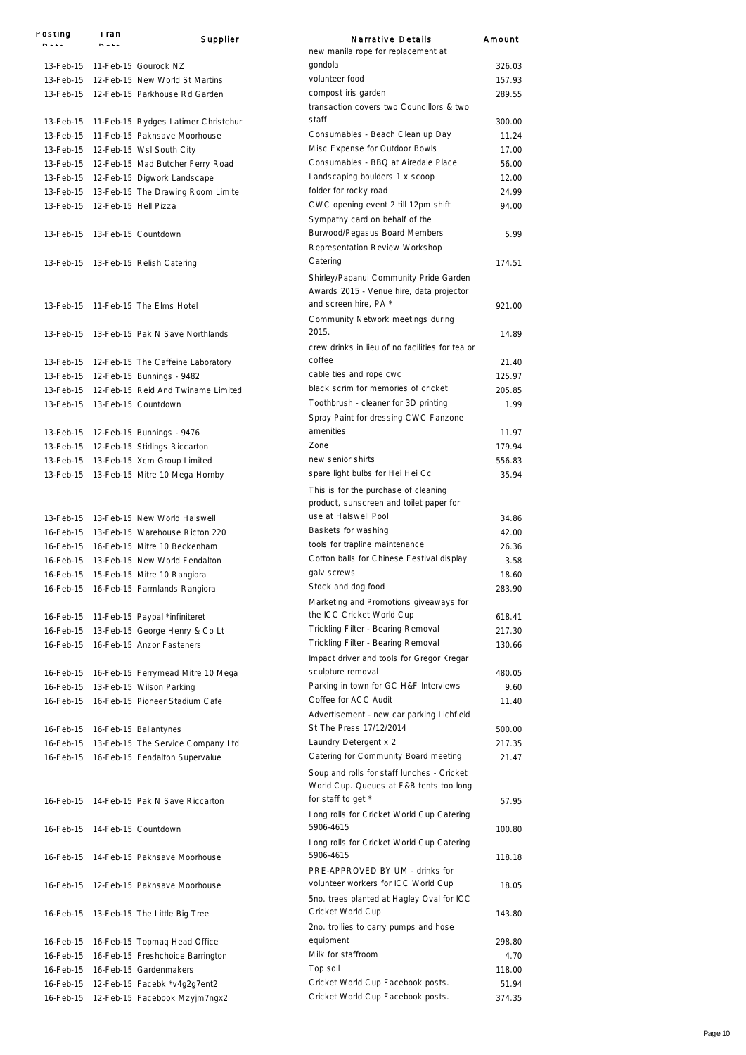| Posting Date | Tran Date | Supplier | Narrative Details | Amount |
| --- | --- | --- | --- | --- |
| 13-Feb-15 | 11-Feb-15 | Gourock NZ | new manila rope for replacement at gondola | 326.03 |
| 13-Feb-15 | 12-Feb-15 | New World St Martins | volunteer food | 157.93 |
| 13-Feb-15 | 12-Feb-15 | Parkhouse Rd Garden | compost iris garden | 289.55 |
| 13-Feb-15 | 11-Feb-15 | Rydges Latimer Christchur | transaction covers two Councillors & two staff | 300.00 |
| 13-Feb-15 | 11-Feb-15 | Paknsave Moorhouse | Consumables - Beach Clean up Day | 11.24 |
| 13-Feb-15 | 12-Feb-15 | Wsl South City | Misc Expense for Outdoor Bowls | 17.00 |
| 13-Feb-15 | 12-Feb-15 | Mad Butcher Ferry Road | Consumables - BBQ at Airedale Place | 56.00 |
| 13-Feb-15 | 12-Feb-15 | Digwork Landscape | Landscaping boulders 1 x scoop | 12.00 |
| 13-Feb-15 | 13-Feb-15 | The Drawing Room Limite | folder for rocky road | 24.99 |
| 13-Feb-15 | 12-Feb-15 | Hell Pizza | CWC opening event 2 till 12pm shift | 94.00 |
| 13-Feb-15 | 13-Feb-15 | Countdown | Sympathy card on behalf of the Burwood/Pegasus Board Members | 5.99 |
| 13-Feb-15 | 13-Feb-15 | Relish Catering | Representation Review Workshop Catering | 174.51 |
| 13-Feb-15 | 11-Feb-15 | The Elms Hotel | Shirley/Papanui Community Pride Garden Awards 2015 - Venue hire, data projector and screen hire, PA * | 921.00 |
| 13-Feb-15 | 13-Feb-15 | Pak N Save Northlands | Community Network meetings during 2015. | 14.89 |
| 13-Feb-15 | 12-Feb-15 | The Caffeine Laboratory | crew drinks in lieu of no facilities for tea or coffee | 21.40 |
| 13-Feb-15 | 12-Feb-15 | Bunnings - 9482 | cable ties and rope cwc | 125.97 |
| 13-Feb-15 | 12-Feb-15 | Reid And Twiname Limited | black scrim for memories of cricket | 205.85 |
| 13-Feb-15 | 13-Feb-15 | Countdown | Toothbrush - cleaner for 3D printing | 1.99 |
| 13-Feb-15 | 12-Feb-15 | Bunnings - 9476 | Spray Paint for dressing CWC Fanzone amenities | 11.97 |
| 13-Feb-15 | 12-Feb-15 | Stirlings Riccarton | Zone | 179.94 |
| 13-Feb-15 | 13-Feb-15 | Xcm Group Limited | new senior shirts | 556.83 |
| 13-Feb-15 | 13-Feb-15 | Mitre 10 Mega Hornby | spare light bulbs for Hei Hei Cc | 35.94 |
| 13-Feb-15 | 13-Feb-15 | New World Halswell | This is for the purchase of cleaning product, sunscreen and toilet paper for use at Halswell Pool | 34.86 |
| 16-Feb-15 | 13-Feb-15 | Warehouse Ricton 220 | Baskets for washing | 42.00 |
| 16-Feb-15 | 16-Feb-15 | Mitre 10 Beckenham | tools for trapline maintenance | 26.36 |
| 16-Feb-15 | 13-Feb-15 | New World Fendalton | Cotton balls for Chinese Festival display | 3.58 |
| 16-Feb-15 | 15-Feb-15 | Mitre 10 Rangiora | galv screws | 18.60 |
| 16-Feb-15 | 16-Feb-15 | Farmlands Rangiora | Stock and dog food | 283.90 |
| 16-Feb-15 | 11-Feb-15 | Paypal *infiniteret | Marketing and Promotions giveaways for the ICC Cricket World Cup | 618.41 |
| 16-Feb-15 | 13-Feb-15 | George Henry & Co Lt | Trickling Filter - Bearing Removal | 217.30 |
| 16-Feb-15 | 16-Feb-15 | Anzor Fasteners | Trickling Filter - Bearing Removal | 130.66 |
| 16-Feb-15 | 16-Feb-15 | Ferrymead Mitre 10 Mega | Impact driver and tools for Gregor Kregar sculpture removal | 480.05 |
| 16-Feb-15 | 13-Feb-15 | Wilson Parking | Parking in town for GC H&F Interviews | 9.60 |
| 16-Feb-15 | 16-Feb-15 | Pioneer Stadium Cafe | Coffee for ACC Audit | 11.40 |
| 16-Feb-15 | 16-Feb-15 | Ballantynes | Advertisement - new car parking Lichfield St The Press 17/12/2014 | 500.00 |
| 16-Feb-15 | 13-Feb-15 | The Service Company Ltd | Laundry Detergent x 2 | 217.35 |
| 16-Feb-15 | 16-Feb-15 | Fendalton Supervalue | Catering for Community Board meeting | 21.47 |
| 16-Feb-15 | 14-Feb-15 | Pak N Save Riccarton | Soup and rolls for staff lunches - Cricket World Cup. Queues at F&B tents too long for staff to get * | 57.95 |
| 16-Feb-15 | 14-Feb-15 | Countdown | Long rolls for Cricket World Cup Catering 5906-4615 | 100.80 |
| 16-Feb-15 | 14-Feb-15 | Paknsave Moorhouse | Long rolls for Cricket World Cup Catering 5906-4615 | 118.18 |
| 16-Feb-15 | 12-Feb-15 | Paknsave Moorhouse | PRE-APPROVED BY UM - drinks for volunteer workers for ICC World Cup | 18.05 |
| 16-Feb-15 | 13-Feb-15 | The Little Big Tree | 5no. trees planted at Hagley Oval for ICC Cricket World Cup | 143.80 |
| 16-Feb-15 | 16-Feb-15 | Topmaq Head Office | 2no. trollies to carry pumps and hose equipment | 298.80 |
| 16-Feb-15 | 16-Feb-15 | Freshchoice Barrington | Milk for staffroom | 4.70 |
| 16-Feb-15 | 16-Feb-15 | Gardenmakers | Top soil | 118.00 |
| 16-Feb-15 | 12-Feb-15 | Facebk *v4g2g7ent2 | Cricket World Cup Facebook posts. | 51.94 |
| 16-Feb-15 | 12-Feb-15 | Facebook Mzyjm7ngx2 | Cricket World Cup Facebook posts. | 374.35 |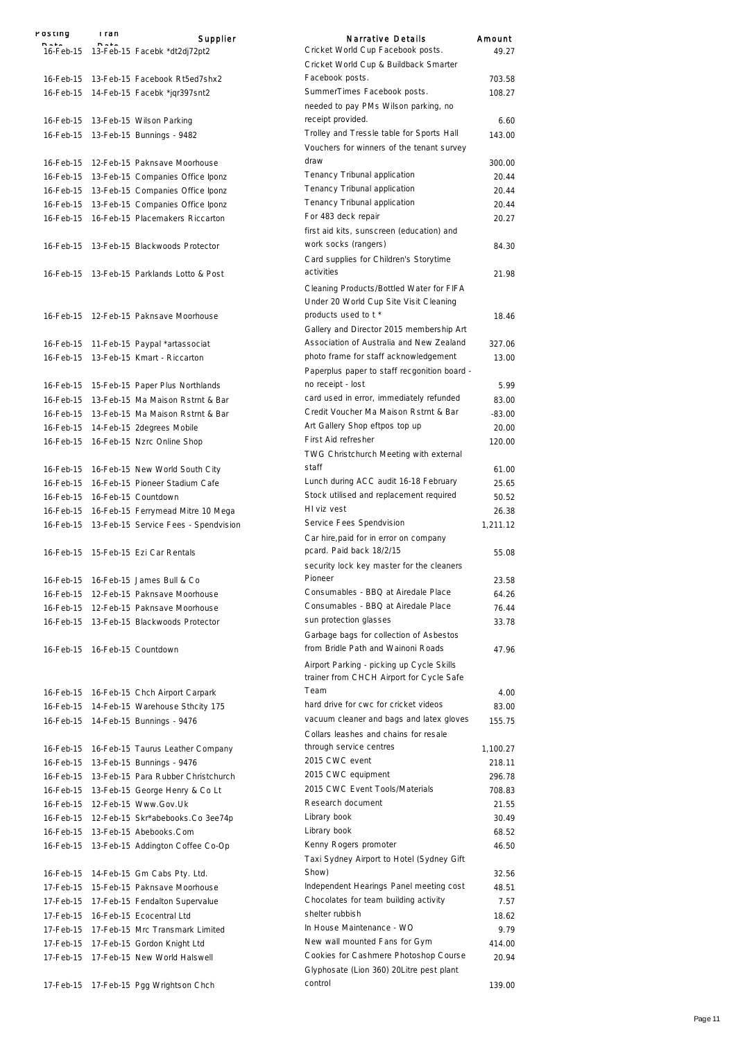| Posting Date | Tran Date | Supplier | Narrative Details | Amount |
|---|---|---|---|---|
| 16-Feb-15 | 13-Feb-15 | Facebk *dt2dj72pt2 | Cricket World Cup Facebook posts. | 49.27 |
| 16-Feb-15 | 13-Feb-15 | Facebook Rt5ed7shx2 | Cricket World Cup & Buildback Smarter Facebook posts. | 703.58 |
| 16-Feb-15 | 14-Feb-15 | Facebk *jqr397snt2 | SummerTimes Facebook posts. | 108.27 |
| 16-Feb-15 | 13-Feb-15 | Wilson Parking | needed to pay PMs Wilson parking, no receipt provided. | 6.60 |
| 16-Feb-15 | 13-Feb-15 | Bunnings - 9482 | Trolley and Tressle table for Sports Hall | 143.00 |
| 16-Feb-15 | 12-Feb-15 | Paknsave Moorhouse | Vouchers for winners of the tenant survey draw | 300.00 |
| 16-Feb-15 | 13-Feb-15 | Companies Office Iponz | Tenancy Tribunal application | 20.44 |
| 16-Feb-15 | 13-Feb-15 | Companies Office Iponz | Tenancy Tribunal application | 20.44 |
| 16-Feb-15 | 13-Feb-15 | Companies Office Iponz | Tenancy Tribunal application | 20.44 |
| 16-Feb-15 | 16-Feb-15 | Placemakers Riccarton | For 483 deck repair | 20.27 |
| 16-Feb-15 | 13-Feb-15 | Blackwoods Protector | first aid kits, sunscreen (education) and work socks (rangers) | 84.30 |
| 16-Feb-15 | 13-Feb-15 | Parklands Lotto & Post | Card supplies for Children's Storytime activities | 21.98 |
| 16-Feb-15 | 12-Feb-15 | Paknsave Moorhouse | Cleaning Products/Bottled Water for FIFA Under 20 World Cup Site Visit Cleaning products used to t * | 18.46 |
| 16-Feb-15 | 11-Feb-15 | Paypal *artassociat | Gallery and Director 2015 membership Art Association of Australia and New Zealand | 327.06 |
| 16-Feb-15 | 13-Feb-15 | Kmart - Riccarton | photo frame for staff acknowledgement | 13.00 |
| 16-Feb-15 | 15-Feb-15 | Paper Plus Northlands | Paperplus paper to staff recgonition board - no receipt - lost | 5.99 |
| 16-Feb-15 | 13-Feb-15 | Ma Maison Rstrnt & Bar | card used in error, immediately refunded | 83.00 |
| 16-Feb-15 | 13-Feb-15 | Ma Maison Rstrnt & Bar | Credit Voucher Ma Maison Rstrnt & Bar | -83.00 |
| 16-Feb-15 | 14-Feb-15 | 2degrees Mobile | Art Gallery Shop eftpos top up | 20.00 |
| 16-Feb-15 | 16-Feb-15 | Nzrc Online Shop | First Aid refresher | 120.00 |
| 16-Feb-15 | 16-Feb-15 | New World South City | TWG Christchurch Meeting with external staff | 61.00 |
| 16-Feb-15 | 16-Feb-15 | Pioneer Stadium Cafe | Lunch during ACC audit 16-18 February | 25.65 |
| 16-Feb-15 | 16-Feb-15 | Countdown | Stock utilised and replacement required | 50.52 |
| 16-Feb-15 | 16-Feb-15 | Ferrymead Mitre 10 Mega | HI viz vest | 26.38 |
| 16-Feb-15 | 13-Feb-15 | Service Fees - Spendvision | Service Fees Spendvision | 1,211.12 |
| 16-Feb-15 | 15-Feb-15 | Ezi Car Rentals | Car hire,paid for in error on company pcard. Paid back 18/2/15 | 55.08 |
| 16-Feb-15 | 16-Feb-15 | James Bull & Co | security lock key master for the cleaners Pioneer | 23.58 |
| 16-Feb-15 | 12-Feb-15 | Paknsave Moorhouse | Consumables - BBQ at Airedale Place | 64.26 |
| 16-Feb-15 | 12-Feb-15 | Paknsave Moorhouse | Consumables - BBQ at Airedale Place | 76.44 |
| 16-Feb-15 | 13-Feb-15 | Blackwoods Protector | sun protection glasses | 33.78 |
| 16-Feb-15 | 16-Feb-15 | Countdown | Garbage bags for collection of Asbestos from Bridle Path and Wainoni Roads | 47.96 |
| 16-Feb-15 | 16-Feb-15 | Chch Airport Carpark | Airport Parking - picking up Cycle Skills trainer from CHCH Airport for Cycle Safe Team | 4.00 |
| 16-Feb-15 | 14-Feb-15 | Warehouse Sthcity 175 | hard drive for cwc for cricket videos | 83.00 |
| 16-Feb-15 | 14-Feb-15 | Bunnings - 9476 | vacuum cleaner and bags and latex gloves | 155.75 |
| 16-Feb-15 | 16-Feb-15 | Taurus Leather Company | Collars leashes and chains for resale through service centres | 1,100.27 |
| 16-Feb-15 | 13-Feb-15 | Bunnings - 9476 | 2015 CWC event | 218.11 |
| 16-Feb-15 | 13-Feb-15 | Para Rubber Christchurch | 2015 CWC equipment | 296.78 |
| 16-Feb-15 | 13-Feb-15 | George Henry & Co Lt | 2015 CWC Event Tools/Materials | 708.83 |
| 16-Feb-15 | 12-Feb-15 | Www.Gov.Uk | Research document | 21.55 |
| 16-Feb-15 | 12-Feb-15 | Skr*abebooks.Co 3ee74p | Library book | 30.49 |
| 16-Feb-15 | 13-Feb-15 | Abebooks.Com | Library book | 68.52 |
| 16-Feb-15 | 13-Feb-15 | Addington Coffee Co-Op | Kenny Rogers promoter | 46.50 |
| 16-Feb-15 | 14-Feb-15 | Gm Cabs Pty. Ltd. | Taxi Sydney Airport to Hotel (Sydney Gift Show) | 32.56 |
| 17-Feb-15 | 15-Feb-15 | Paknsave Moorhouse | Independent Hearings Panel meeting cost | 48.51 |
| 17-Feb-15 | 17-Feb-15 | Fendalton Supervalue | Chocolates for team building activity | 7.57 |
| 17-Feb-15 | 16-Feb-15 | Ecocentral Ltd | shelter rubbish | 18.62 |
| 17-Feb-15 | 17-Feb-15 | Mrc Transmark Limited | In House Maintenance - WO | 9.79 |
| 17-Feb-15 | 17-Feb-15 | Gordon Knight Ltd | New wall mounted Fans for Gym | 414.00 |
| 17-Feb-15 | 17-Feb-15 | New World Halswell | Cookies for Cashmere Photoshop Course | 20.94 |
| 17-Feb-15 | 17-Feb-15 | Pgg Wrightson Chch | Glyphosate (Lion 360) 20Litre pest plant control | 139.00 |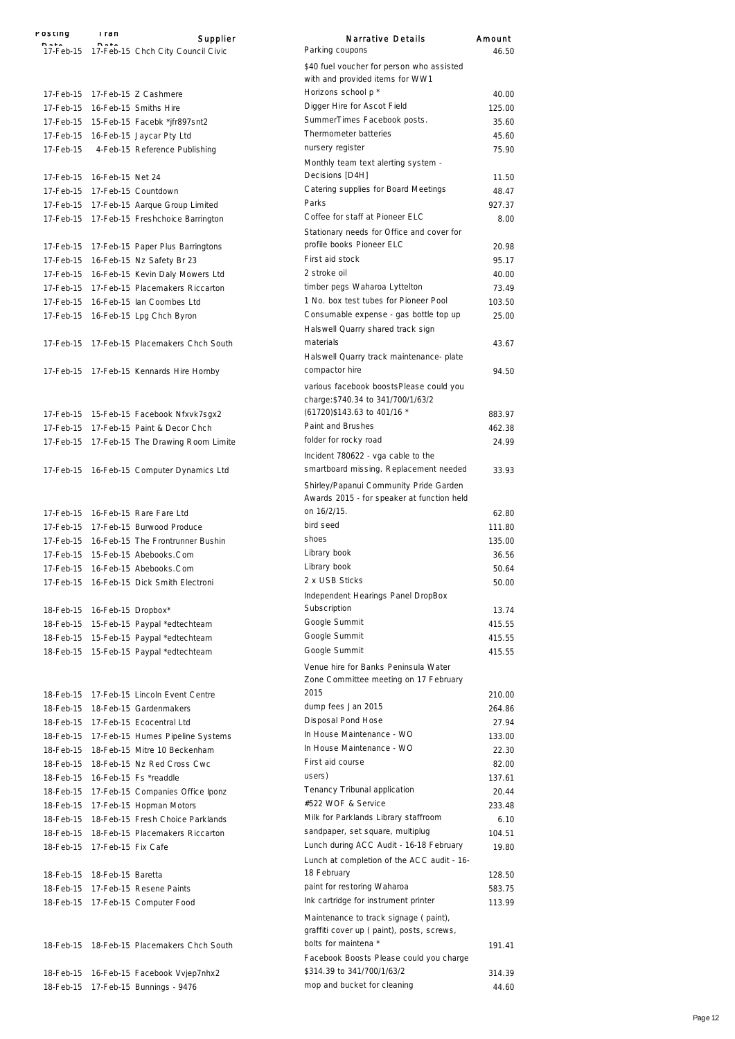| Posting Date | Tran Date | Supplier | Narrative Details | Amount |
|---|---|---|---|---|
| 17-Feb-15 | 17-Feb-15 | Chch City Council Civic | Parking coupons | 46.50 |
| 17-Feb-15 | 17-Feb-15 | Z Cashmere | $40 fuel voucher for person who assisted with and provided items for WW1 Horizons school p * | 40.00 |
| 17-Feb-15 | 16-Feb-15 | Smiths Hire | Digger Hire for Ascot Field | 125.00 |
| 17-Feb-15 | 15-Feb-15 | Facebk *jfr897snt2 | SummerTimes Facebook posts. | 35.60 |
| 17-Feb-15 | 16-Feb-15 | Jaycar Pty Ltd | Thermometer batteries | 45.60 |
| 17-Feb-15 | 4-Feb-15 | Reference Publishing | nursery register | 75.90 |
| 17-Feb-15 | 16-Feb-15 | Net 24 | Monthly team text alerting system - Decisions [D4H] | 11.50 |
| 17-Feb-15 | 17-Feb-15 | Countdown | Catering supplies for Board Meetings | 48.47 |
| 17-Feb-15 | 17-Feb-15 | Aarque Group Limited | Parks | 927.37 |
| 17-Feb-15 | 17-Feb-15 | Freshchoice Barrington | Coffee for staff at Pioneer ELC | 8.00 |
| 17-Feb-15 | 17-Feb-15 | Paper Plus Barringtons | Stationary needs for Office and cover for profile books Pioneer ELC | 20.98 |
| 17-Feb-15 | 16-Feb-15 | Nz Safety Br 23 | First aid stock | 95.17 |
| 17-Feb-15 | 16-Feb-15 | Kevin Daly Mowers Ltd | 2 stroke oil | 40.00 |
| 17-Feb-15 | 17-Feb-15 | Placemakers Riccarton | timber pegs Waharoa Lyttelton | 73.49 |
| 17-Feb-15 | 16-Feb-15 | Ian Coombes Ltd | 1 No. box test tubes for Pioneer Pool | 103.50 |
| 17-Feb-15 | 16-Feb-15 | Lpg Chch Byron | Consumable expense - gas bottle top up | 25.00 |
| 17-Feb-15 | 17-Feb-15 | Placemakers Chch South | Halswell Quarry shared track sign materials | 43.67 |
| 17-Feb-15 | 17-Feb-15 | Kennards Hire Hornby | Halswell Quarry track maintenance- plate compactor hire | 94.50 |
| 17-Feb-15 | 15-Feb-15 | Facebook Nfxvk7sgx2 | various facebook boostsPlease could you charge:$740.34 to 341/700/1/63/2 (61720)$143.63 to 401/16 * | 883.97 |
| 17-Feb-15 | 17-Feb-15 | Paint & Decor Chch | Paint and Brushes | 462.38 |
| 17-Feb-15 | 17-Feb-15 | The Drawing Room Limite | folder for rocky road | 24.99 |
| 17-Feb-15 | 16-Feb-15 | Computer Dynamics Ltd | Incident 780622 - vga cable to the smartboard missing. Replacement needed | 33.93 |
| 17-Feb-15 | 16-Feb-15 | Rare Fare Ltd | Shirley/Papanui Community Pride Garden Awards 2015 - for speaker at function held on 16/2/15. | 62.80 |
| 17-Feb-15 | 17-Feb-15 | Burwood Produce | bird seed | 111.80 |
| 17-Feb-15 | 16-Feb-15 | The Frontrunner Bushin | shoes | 135.00 |
| 17-Feb-15 | 15-Feb-15 | Abebooks.Com | Library book | 36.56 |
| 17-Feb-15 | 16-Feb-15 | Abebooks.Com | Library book | 50.64 |
| 17-Feb-15 | 16-Feb-15 | Dick Smith Electroni | 2 x USB Sticks | 50.00 |
| 18-Feb-15 | 16-Feb-15 | Dropbox* | Independent Hearings Panel DropBox Subscription | 13.74 |
| 18-Feb-15 | 15-Feb-15 | Paypal *edtechteam | Google Summit | 415.55 |
| 18-Feb-15 | 15-Feb-15 | Paypal *edtechteam | Google Summit | 415.55 |
| 18-Feb-15 | 15-Feb-15 | Paypal *edtechteam | Google Summit | 415.55 |
| 18-Feb-15 | 17-Feb-15 | Lincoln Event Centre | Venue hire for Banks Peninsula Water Zone Committee meeting on 17 February 2015 | 210.00 |
| 18-Feb-15 | 18-Feb-15 | Gardenmakers | dump fees Jan 2015 | 264.86 |
| 18-Feb-15 | 17-Feb-15 | Ecocentral Ltd | Disposal Pond Hose | 27.94 |
| 18-Feb-15 | 17-Feb-15 | Humes Pipeline Systems | In House Maintenance - WO | 133.00 |
| 18-Feb-15 | 18-Feb-15 | Mitre 10 Beckenham | In House Maintenance - WO | 22.30 |
| 18-Feb-15 | 18-Feb-15 | Nz Red Cross Cwc | First aid course | 82.00 |
| 18-Feb-15 | 16-Feb-15 | Fs *readdle | users) | 137.61 |
| 18-Feb-15 | 17-Feb-15 | Companies Office Iponz | Tenancy Tribunal application | 20.44 |
| 18-Feb-15 | 17-Feb-15 | Hopman Motors | #522 WOF & Service | 233.48 |
| 18-Feb-15 | 18-Feb-15 | Fresh Choice Parklands | Milk for Parklands Library staffroom | 6.10 |
| 18-Feb-15 | 18-Feb-15 | Placemakers Riccarton | sandpaper, set square, multiplug | 104.51 |
| 18-Feb-15 | 17-Feb-15 | Fix Cafe | Lunch during ACC Audit - 16-18 February | 19.80 |
| 18-Feb-15 | 18-Feb-15 | Baretta | Lunch at completion of the ACC audit - 16-18 February | 128.50 |
| 18-Feb-15 | 17-Feb-15 | Resene Paints | paint for restoring Waharoa | 583.75 |
| 18-Feb-15 | 17-Feb-15 | Computer Food | Ink cartridge for instrument printer | 113.99 |
| 18-Feb-15 | 18-Feb-15 | Placemakers Chch South | Maintenance to track signage ( paint), graffiti cover up ( paint), posts, screws, bolts for maintena * | 191.41 |
| 18-Feb-15 | 16-Feb-15 | Facebook Vvjep7nhx2 | Facebook Boosts Please could you charge $314.39 to 341/700/1/63/2 | 314.39 |
| 18-Feb-15 | 17-Feb-15 | Bunnings - 9476 | mop and bucket for cleaning | 44.60 |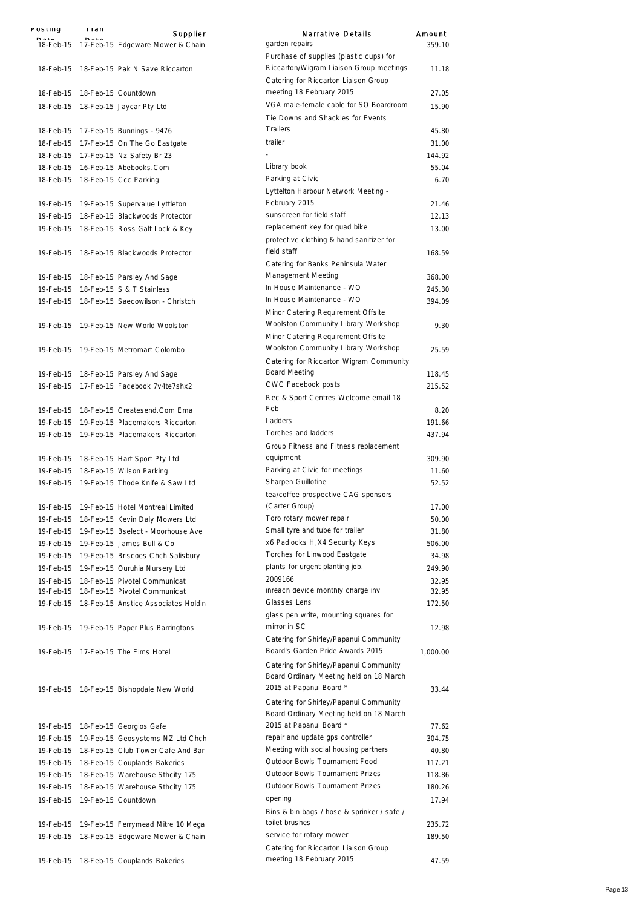| Posting Date | Tran Date | Supplier | Narrative Details | Amount |
|---|---|---|---|---|
| 18-Feb-15 | 17-Feb-15 | Edgeware Mower & Chain | garden repairs | 359.10 |
| 18-Feb-15 | 18-Feb-15 | Pak N Save Riccarton | Purchase of supplies (plastic cups) for Riccarton/Wigram Liaison Group meetings | 11.18 |
| 18-Feb-15 | 18-Feb-15 | Countdown | Catering for Riccarton Liaison Group meeting 18 February 2015 | 27.05 |
| 18-Feb-15 | 18-Feb-15 | Jaycar Pty Ltd | VGA male-female cable for SO Boardroom | 15.90 |
| 18-Feb-15 | 17-Feb-15 | Bunnings - 9476 | Tie Downs and Shackles for Events Trailers | 45.80 |
| 18-Feb-15 | 17-Feb-15 | On The Go Eastgate | trailer | 31.00 |
| 18-Feb-15 | 17-Feb-15 | Nz Safety Br 23 | - | 144.92 |
| 18-Feb-15 | 16-Feb-15 | Abebooks.Com | Library book | 55.04 |
| 18-Feb-15 | 18-Feb-15 | Ccc Parking | Parking at Civic | 6.70 |
| 19-Feb-15 | 19-Feb-15 | Supervalue Lyttleton | Lyttelton Harbour Network Meeting - February 2015 | 21.46 |
| 19-Feb-15 | 18-Feb-15 | Blackwoods Protector | sunscreen for field staff | 12.13 |
| 19-Feb-15 | 18-Feb-15 | Ross Galt Lock & Key | replacement key for quad bike | 13.00 |
| 19-Feb-15 | 18-Feb-15 | Blackwoods Protector | protective clothing & hand sanitizer for field staff | 168.59 |
| 19-Feb-15 | 18-Feb-15 | Parsley And Sage | Catering for Banks Peninsula Water Management Meeting | 368.00 |
| 19-Feb-15 | 18-Feb-15 | S & T Stainless | In House Maintenance - WO | 245.30 |
| 19-Feb-15 | 18-Feb-15 | Saecowilson - Christch | In House Maintenance - WO | 394.09 |
| 19-Feb-15 | 19-Feb-15 | New World Woolston | Minor Catering Requirement Offsite Woolston Community Library Workshop | 9.30 |
| 19-Feb-15 | 19-Feb-15 | Metromart Colombo | Minor Catering Requirement Offsite Woolston Community Library Workshop | 25.59 |
| 19-Feb-15 | 18-Feb-15 | Parsley And Sage | Catering for Riccarton Wigram Community Board Meeting | 118.45 |
| 19-Feb-15 | 17-Feb-15 | Facebook 7v4te7shx2 | CWC Facebook posts | 215.52 |
| 19-Feb-15 | 18-Feb-15 | Createsend.Com Ema | Rec & Sport Centres Welcome email 18 Feb | 8.20 |
| 19-Feb-15 | 19-Feb-15 | Placemakers Riccarton | Ladders | 191.66 |
| 19-Feb-15 | 19-Feb-15 | Placemakers Riccarton | Torches and ladders | 437.94 |
| 19-Feb-15 | 18-Feb-15 | Hart Sport Pty Ltd | Group Fitness and Fitness replacement equipment | 309.90 |
| 19-Feb-15 | 18-Feb-15 | Wilson Parking | Parking at Civic for meetings | 11.60 |
| 19-Feb-15 | 19-Feb-15 | Thode Knife & Saw Ltd | Sharpen Guillotine | 52.52 |
| 19-Feb-15 | 19-Feb-15 | Hotel Montreal Limited | tea/coffee prospective CAG sponsors (Carter Group) | 17.00 |
| 19-Feb-15 | 18-Feb-15 | Kevin Daly Mowers Ltd | Toro rotary mower repair | 50.00 |
| 19-Feb-15 | 19-Feb-15 | Bselect - Moorhouse Ave | Small tyre and tube for trailer | 31.80 |
| 19-Feb-15 | 19-Feb-15 | James Bull & Co | x6 Padlocks H,X4 Security Keys | 506.00 |
| 19-Feb-15 | 19-Feb-15 | Briscoes Chch Salisbury | Torches for Linwood Eastgate | 34.98 |
| 19-Feb-15 | 19-Feb-15 | Ouruhia Nursery Ltd | plants for urgent planting job. | 249.90 |
| 19-Feb-15 | 18-Feb-15 | Pivotel Communicat | 2009166 | 32.95 |
| 19-Feb-15 | 18-Feb-15 | Pivotel Communicat | inreach device monthly charge inv | 32.95 |
| 19-Feb-15 | 18-Feb-15 | Anstice Associates Holdin | Glasses Lens | 172.50 |
| 19-Feb-15 | 19-Feb-15 | Paper Plus Barringtons | glass pen write, mounting squares for mirror in SC | 12.98 |
| 19-Feb-15 | 17-Feb-15 | The Elms Hotel | Catering for Shirley/Papanui Community Board's Garden Pride Awards 2015 | 1,000.00 |
| 19-Feb-15 | 18-Feb-15 | Bishopdale New World | Catering for Shirley/Papanui Community Board Ordinary Meeting held on 18 March 2015 at Papanui Board * | 33.44 |
| 19-Feb-15 | 18-Feb-15 | Georgios Gafe | Catering for Shirley/Papanui Community Board Ordinary Meeting held on 18 March 2015 at Papanui Board * | 77.62 |
| 19-Feb-15 | 19-Feb-15 | Geosystems NZ Ltd Chch | repair and update gps controller | 304.75 |
| 19-Feb-15 | 18-Feb-15 | Club Tower Cafe And Bar | Meeting with social housing partners | 40.80 |
| 19-Feb-15 | 18-Feb-15 | Couplands Bakeries | Outdoor Bowls Tournament Food | 117.21 |
| 19-Feb-15 | 18-Feb-15 | Warehouse Sthcity 175 | Outdoor Bowls Tournament Prizes | 118.86 |
| 19-Feb-15 | 18-Feb-15 | Warehouse Sthcity 175 | Outdoor Bowls Tournament Prizes | 180.26 |
| 19-Feb-15 | 19-Feb-15 | Countdown | opening | 17.94 |
| 19-Feb-15 | 19-Feb-15 | Ferrymead Mitre 10 Mega | Bins & bin bags / hose & sprinker / safe / toilet brushes | 235.72 |
| 19-Feb-15 | 18-Feb-15 | Edgeware Mower & Chain | service for rotary mower | 189.50 |
| 19-Feb-15 | 18-Feb-15 | Couplands Bakeries | Catering for Riccarton Liaison Group meeting 18 February 2015 | 47.59 |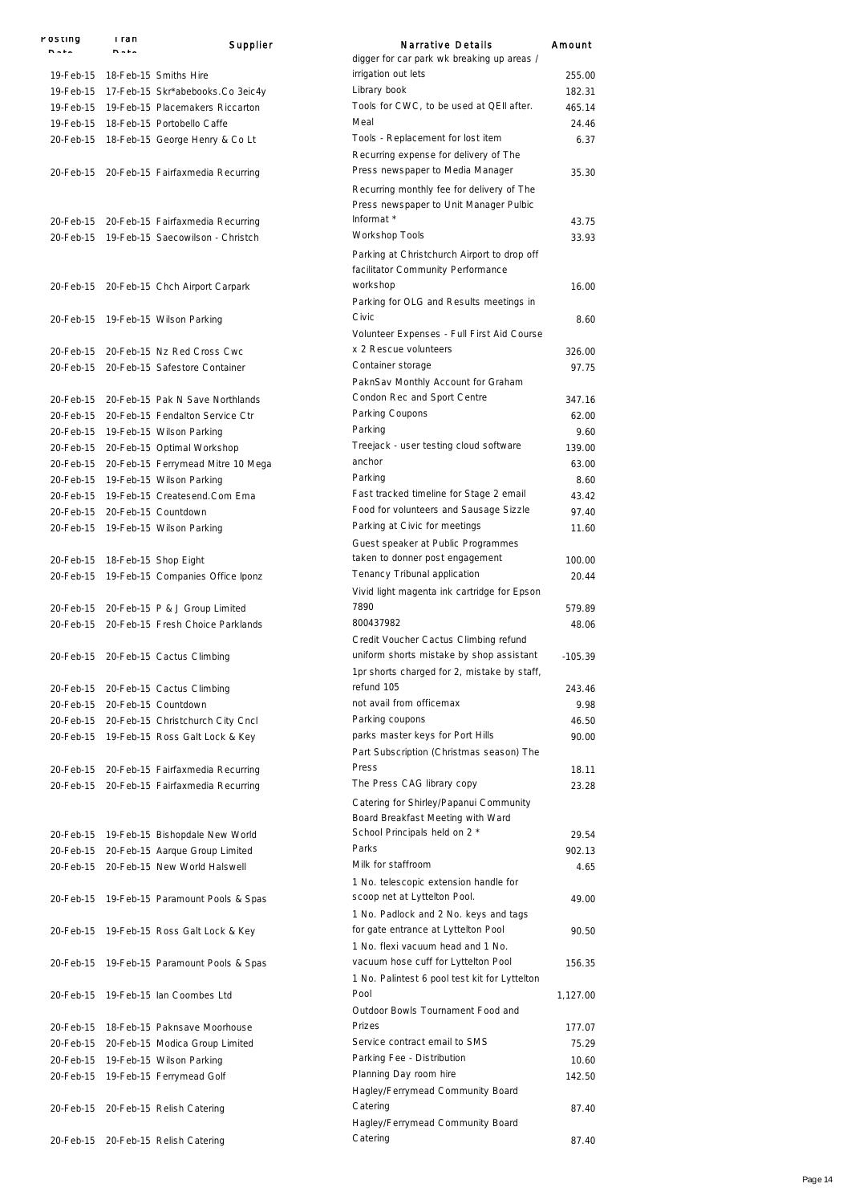| Posting Date | Tran Date | Supplier | Narrative Details | Amount |
|---|---|---|---|---|
| 19-Feb-15 | 18-Feb-15 | Smiths Hire | digger for car park wk breaking up areas / irrigation out lets | 255.00 |
| 19-Feb-15 | 17-Feb-15 | Skr*abebooks.Co 3eic4y | Library book | 182.31 |
| 19-Feb-15 | 19-Feb-15 | Placemakers Riccarton | Tools for CWC, to be used at QEII after. | 465.14 |
| 19-Feb-15 | 18-Feb-15 | Portobello Caffe | Meal | 24.46 |
| 20-Feb-15 | 18-Feb-15 | George Henry & Co Lt | Tools - Replacement for lost item | 6.37 |
| 20-Feb-15 | 20-Feb-15 | Fairfaxmedia Recurring | Recurring expense for delivery of The Press newspaper to Media Manager | 35.30 |
| 20-Feb-15 | 20-Feb-15 | Fairfaxmedia Recurring | Recurring monthly fee for delivery of The Press newspaper to Unit Manager Pulbic Informat * | 43.75 |
| 20-Feb-15 | 19-Feb-15 | Saecowilson - Christch | Workshop Tools | 33.93 |
| 20-Feb-15 | 20-Feb-15 | Chch Airport Carpark | Parking at Christchurch Airport to drop off facilitator Community Performance workshop | 16.00 |
| 20-Feb-15 | 19-Feb-15 | Wilson Parking | Parking for OLG and Results meetings in Civic | 8.60 |
| 20-Feb-15 | 20-Feb-15 | Nz Red Cross Cwc | Volunteer Expenses - Full First Aid Course x 2 Rescue volunteers | 326.00 |
| 20-Feb-15 | 20-Feb-15 | Safestore Container | Container storage | 97.75 |
| 20-Feb-15 | 20-Feb-15 | Pak N Save Northlands | PaknSav Monthly Account for Graham Condon Rec and Sport Centre | 347.16 |
| 20-Feb-15 | 20-Feb-15 | Fendalton Service Ctr | Parking Coupons | 62.00 |
| 20-Feb-15 | 19-Feb-15 | Wilson Parking | Parking | 9.60 |
| 20-Feb-15 | 20-Feb-15 | Optimal Workshop | Treejack - user testing cloud software | 139.00 |
| 20-Feb-15 | 20-Feb-15 | Ferrymead Mitre 10 Mega | anchor | 63.00 |
| 20-Feb-15 | 19-Feb-15 | Wilson Parking | Parking | 8.60 |
| 20-Feb-15 | 19-Feb-15 | Createsend.Com Ema | Fast tracked timeline for Stage 2 email | 43.42 |
| 20-Feb-15 | 20-Feb-15 | Countdown | Food for volunteers and Sausage Sizzle | 97.40 |
| 20-Feb-15 | 19-Feb-15 | Wilson Parking | Parking at Civic for meetings | 11.60 |
| 20-Feb-15 | 18-Feb-15 | Shop Eight | Guest speaker at Public Programmes taken to donner post engagement | 100.00 |
| 20-Feb-15 | 19-Feb-15 | Companies Office Iponz | Tenancy Tribunal application | 20.44 |
| 20-Feb-15 | 20-Feb-15 | P & J Group Limited | Vivid light magenta ink cartridge for Epson 7890 | 579.89 |
| 20-Feb-15 | 20-Feb-15 | Fresh Choice Parklands | 800437982 | 48.06 |
| 20-Feb-15 | 20-Feb-15 | Cactus Climbing | Credit Voucher Cactus Climbing refund uniform shorts mistake by shop assistant | -105.39 |
| 20-Feb-15 | 20-Feb-15 | Cactus Climbing | 1pr shorts charged for 2, mistake by staff, refund 105 | 243.46 |
| 20-Feb-15 | 20-Feb-15 | Countdown | not avail from officemax | 9.98 |
| 20-Feb-15 | 20-Feb-15 | Christchurch City Cncl | Parking coupons | 46.50 |
| 20-Feb-15 | 19-Feb-15 | Ross Galt Lock & Key | parks master keys for Port Hills | 90.00 |
| 20-Feb-15 | 20-Feb-15 | Fairfaxmedia Recurring | Part Subscription (Christmas season) The Press | 18.11 |
| 20-Feb-15 | 20-Feb-15 | Fairfaxmedia Recurring | The Press CAG library copy | 23.28 |
| 20-Feb-15 | 19-Feb-15 | Bishopdale New World | Catering for Shirley/Papanui Community Board Breakfast Meeting with Ward School Principals held on 2 * | 29.54 |
| 20-Feb-15 | 20-Feb-15 | Aarque Group Limited | Parks | 902.13 |
| 20-Feb-15 | 20-Feb-15 | New World Halswell | Milk for staffroom | 4.65 |
| 20-Feb-15 | 19-Feb-15 | Paramount Pools & Spas | 1 No. telescopic extension handle for scoop net at Lyttelton Pool. | 49.00 |
| 20-Feb-15 | 19-Feb-15 | Ross Galt Lock & Key | 1 No. Padlock and 2 No. keys and tags for gate entrance at Lyttelton Pool | 90.50 |
| 20-Feb-15 | 19-Feb-15 | Paramount Pools & Spas | 1 No. flexi vacuum head and 1 No. vacuum hose cuff for Lyttelton Pool | 156.35 |
| 20-Feb-15 | 19-Feb-15 | Ian Coombes Ltd | 1 No. Palintest 6 pool test kit for Lyttelton Pool | 1,127.00 |
| 20-Feb-15 | 18-Feb-15 | Paknsave Moorhouse | Outdoor Bowls Tournament Food and Prizes | 177.07 |
| 20-Feb-15 | 20-Feb-15 | Modica Group Limited | Service contract email to SMS | 75.29 |
| 20-Feb-15 | 19-Feb-15 | Wilson Parking | Parking Fee - Distribution | 10.60 |
| 20-Feb-15 | 19-Feb-15 | Ferrymead Golf | Planning Day room hire | 142.50 |
| 20-Feb-15 | 20-Feb-15 | Relish Catering | Hagley/Ferrymead Community Board Catering | 87.40 |
| 20-Feb-15 | 20-Feb-15 | Relish Catering | Hagley/Ferrymead Community Board Catering | 87.40 |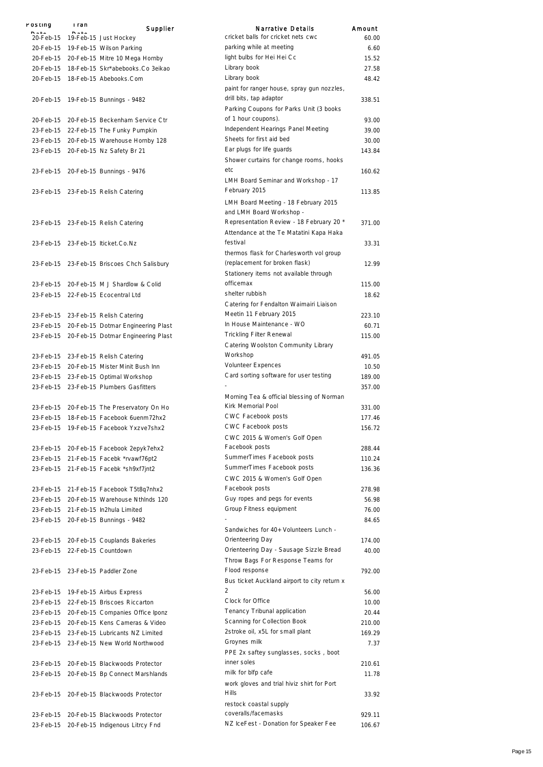| Posting Date | Tran Date | Supplier | Narrative Details | Amount |
|---|---|---|---|---|
| 20-Feb-15 | 19-Feb-15 | Just Hockey | cricket balls for cricket nets cwc | 60.00 |
| 20-Feb-15 | 19-Feb-15 | Wilson Parking | parking while at meeting | 6.60 |
| 20-Feb-15 | 20-Feb-15 | Mitre 10 Mega Hornby | light bulbs for Hei Hei Cc | 15.52 |
| 20-Feb-15 | 18-Feb-15 | Skr*abebooks.Co 3eikao | Library book | 27.58 |
| 20-Feb-15 | 18-Feb-15 | Abebooks.Com | Library book | 48.42 |
| 20-Feb-15 | 19-Feb-15 | Bunnings - 9482 | paint for ranger house, spray gun nozzles, drill bits, tap adaptor | 338.51 |
| 20-Feb-15 | 20-Feb-15 | Beckenham Service Ctr | Parking Coupons for Parks Unit (3 books of 1 hour coupons). | 93.00 |
| 23-Feb-15 | 22-Feb-15 | The Funky Pumpkin | Independent Hearings Panel Meeting | 39.00 |
| 23-Feb-15 | 20-Feb-15 | Warehouse Hornby 128 | Sheets for first aid bed | 30.00 |
| 23-Feb-15 | 20-Feb-15 | Nz Safety Br 21 | Ear plugs for life guards | 143.84 |
| 23-Feb-15 | 20-Feb-15 | Bunnings - 9476 | Shower curtains for change rooms, hooks etc | 160.62 |
| 23-Feb-15 | 23-Feb-15 | Relish Catering | LMH Board Seminar and Workshop - 17 February 2015 | 113.85 |
| 23-Feb-15 | 23-Feb-15 | Relish Catering | LMH Board Meeting - 18 February 2015 and LMH Board Workshop - Representation Review - 18 February 20 * | 371.00 |
| 23-Feb-15 | 23-Feb-15 | Iticket.Co.Nz | Attendance at the Te Matatini Kapa Haka festival | 33.31 |
| 23-Feb-15 | 23-Feb-15 | Briscoes Chch Salisbury | thermos flask for Charlesworth vol group (replacement for broken flask) | 12.99 |
| 23-Feb-15 | 20-Feb-15 | M J Shardlow & Colid | Stationery items not available through officemax | 115.00 |
| 23-Feb-15 | 22-Feb-15 | Ecocentral Ltd | shelter rubbish | 18.62 |
| 23-Feb-15 | 23-Feb-15 | Relish Catering | Catering for Fendalton Waimairi Liaison Meetin 11 February 2015 | 223.10 |
| 23-Feb-15 | 20-Feb-15 | Dotmar Engineering Plast | In House Maintenance - WO | 60.71 |
| 23-Feb-15 | 20-Feb-15 | Dotmar Engineering Plast | Trickling Filter Renewal | 115.00 |
| 23-Feb-15 | 23-Feb-15 | Relish Catering | Catering Woolston Community Library Workshop | 491.05 |
| 23-Feb-15 | 20-Feb-15 | Mister Minit Bush Inn | Volunteer Expences | 10.50 |
| 23-Feb-15 | 23-Feb-15 | Optimal Workshop | Card sorting software for user testing | 189.00 |
| 23-Feb-15 | 23-Feb-15 | Plumbers Gasfitters | - | 357.00 |
| 23-Feb-15 | 20-Feb-15 | The Preservatory On Ho | Morning Tea & official blessing of Norman Kirk Memorial Pool | 331.00 |
| 23-Feb-15 | 18-Feb-15 | Facebook 6uenm72hx2 | CWC Facebook posts | 177.46 |
| 23-Feb-15 | 19-Feb-15 | Facebook Yxzve7shx2 | CWC Facebook posts | 156.72 |
| 23-Feb-15 | 20-Feb-15 | Facebook 2epyk7ehx2 | CWC 2015 & Women's Golf Open Facebook posts | 288.44 |
| 23-Feb-15 | 21-Feb-15 | Facebk *rvawf76pt2 | SummerTimes Facebook posts | 110.24 |
| 23-Feb-15 | 21-Feb-15 | Facebk *sh9xf7jnt2 | SummerTimes Facebook posts | 136.36 |
| 23-Feb-15 | 21-Feb-15 | Facebook T5t8q7nhx2 | CWC 2015 & Women's Golf Open Facebook posts | 278.98 |
| 23-Feb-15 | 20-Feb-15 | Warehouse Nthlnds 120 | Guy ropes and pegs for events | 56.98 |
| 23-Feb-15 | 21-Feb-15 | In2hula Limited | Group Fitness equipment | 76.00 |
| 23-Feb-15 | 20-Feb-15 | Bunnings - 9482 | - | 84.65 |
| 23-Feb-15 | 20-Feb-15 | Couplands Bakeries | Sandwiches for 40+ Volunteers Lunch - Orienteering Day | 174.00 |
| 23-Feb-15 | 22-Feb-15 | Countdown | Orienteering Day - Sausage Sizzle Bread | 40.00 |
| 23-Feb-15 | 23-Feb-15 | Paddler Zone | Throw Bags For Response Teams for Flood response | 792.00 |
| 23-Feb-15 | 19-Feb-15 | Airbus Express | Bus ticket Auckland airport to city return x 2 | 56.00 |
| 23-Feb-15 | 22-Feb-15 | Briscoes Riccarton | Clock for Office | 10.00 |
| 23-Feb-15 | 20-Feb-15 | Companies Office Iponz | Tenancy Tribunal application | 20.44 |
| 23-Feb-15 | 20-Feb-15 | Kens Cameras & Video | Scanning for Collection Book | 210.00 |
| 23-Feb-15 | 23-Feb-15 | Lubricants NZ Limited | 2stroke oil, x5L for small plant | 169.29 |
| 23-Feb-15 | 23-Feb-15 | New World Northwood | Groynes milk | 7.37 |
| 23-Feb-15 | 20-Feb-15 | Blackwoods Protector | PPE 2x saftey sunglasses, socks , boot inner soles | 210.61 |
| 23-Feb-15 | 20-Feb-15 | Bp Connect Marshlands | milk for blfp cafe | 11.78 |
| 23-Feb-15 | 20-Feb-15 | Blackwoods Protector | work gloves and trial hiviz shirt for Port Hills | 33.92 |
| 23-Feb-15 | 20-Feb-15 | Blackwoods Protector | restock coastal supply coveralls/facemasks | 929.11 |
| 23-Feb-15 | 20-Feb-15 | Indigenous Litrcy Fnd | NZ IceFest - Donation for Speaker Fee | 106.67 |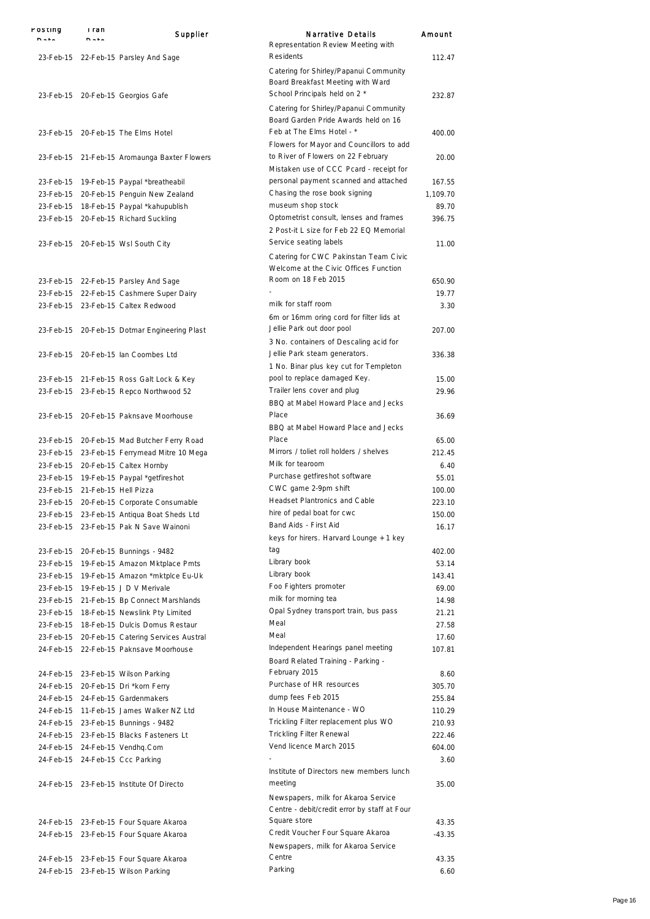| Posting Date | Tran Date | Supplier | Narrative Details | Amount |
|---|---|---|---|---|
| 23-Feb-15 | 22-Feb-15 | Parsley And Sage | Representation Review Meeting with Residents | 112.47 |
| 23-Feb-15 | 20-Feb-15 | Georgios Gafe | Catering for Shirley/Papanui Community Board Breakfast Meeting with Ward School Principals held on 2 * | 232.87 |
| 23-Feb-15 | 20-Feb-15 | The Elms Hotel | Catering for Shirley/Papanui Community Board Garden Pride Awards held on 16 Feb at The Elms Hotel - * | 400.00 |
| 23-Feb-15 | 21-Feb-15 | Aromaunga Baxter Flowers | Flowers for Mayor and Councillors to add to River of Flowers on 22 February | 20.00 |
| 23-Feb-15 | 19-Feb-15 | Paypal *breatheabil | Mistaken use of CCC Pcard - receipt for personal payment scanned and attached | 167.55 |
| 23-Feb-15 | 20-Feb-15 | Penguin New Zealand | Chasing the rose book signing | 1,109.70 |
| 23-Feb-15 | 18-Feb-15 | Paypal *kahupublish | museum shop stock | 89.70 |
| 23-Feb-15 | 20-Feb-15 | Richard Suckling | Optometrist consult, lenses and frames | 396.75 |
| 23-Feb-15 | 20-Feb-15 | Wsl South City | 2 Post-it L size for Feb 22 EQ Memorial Service seating labels | 11.00 |
| 23-Feb-15 | 22-Feb-15 | Parsley And Sage | Catering for CWC Pakinstan Team Civic Welcome at the Civic Offices Function Room on 18 Feb 2015 | 650.90 |
| 23-Feb-15 | 22-Feb-15 | Cashmere Super Dairy | - | 19.77 |
| 23-Feb-15 | 23-Feb-15 | Caltex Redwood | milk for staff room | 3.30 |
| 23-Feb-15 | 20-Feb-15 | Dotmar Engineering Plast | 6m or 16mm oring cord for filter lids at Jellie Park out door pool | 207.00 |
| 23-Feb-15 | 20-Feb-15 | Ian Coombes Ltd | 3 No. containers of Descaling acid for Jellie Park steam generators. | 336.38 |
| 23-Feb-15 | 21-Feb-15 | Ross Galt Lock & Key | 1 No. Binar plus key cut for Templeton pool to replace damaged Key. | 15.00 |
| 23-Feb-15 | 23-Feb-15 | Repco Northwood 52 | Trailer lens cover and plug | 29.96 |
| 23-Feb-15 | 20-Feb-15 | Paknsave Moorhouse | BBQ at Mabel Howard Place and Jecks Place | 36.69 |
| 23-Feb-15 | 20-Feb-15 | Mad Butcher Ferry Road | BBQ at Mabel Howard Place and Jecks Place | 65.00 |
| 23-Feb-15 | 23-Feb-15 | Ferrymead Mitre 10 Mega | Mirrors / toliet roll holders / shelves | 212.45 |
| 23-Feb-15 | 20-Feb-15 | Caltex Hornby | Milk for tearoom | 6.40 |
| 23-Feb-15 | 19-Feb-15 | Paypal *getfireshot | Purchase getfireshot software | 55.01 |
| 23-Feb-15 | 21-Feb-15 | Hell Pizza | CWC game 2-9pm shift | 100.00 |
| 23-Feb-15 | 20-Feb-15 | Corporate Consumable | Headset Plantronics and Cable | 223.10 |
| 23-Feb-15 | 23-Feb-15 | Antiqua Boat Sheds Ltd | hire of pedal boat for cwc | 150.00 |
| 23-Feb-15 | 23-Feb-15 | Pak N Save Wainoni | Band Aids - First Aid | 16.17 |
| 23-Feb-15 | 20-Feb-15 | Bunnings - 9482 | keys for hirers. Harvard Lounge + 1 key tag | 402.00 |
| 23-Feb-15 | 19-Feb-15 | Amazon Mktplace Pmts | Library book | 53.14 |
| 23-Feb-15 | 19-Feb-15 | Amazon *mktplce Eu-Uk | Library book | 143.41 |
| 23-Feb-15 | 19-Feb-15 | J D V Merivale | Foo Fighters promoter | 69.00 |
| 23-Feb-15 | 21-Feb-15 | Bp Connect Marshlands | milk for morning tea | 14.98 |
| 23-Feb-15 | 18-Feb-15 | Newslink Pty Limited | Opal Sydney transport train, bus pass | 21.21 |
| 23-Feb-15 | 18-Feb-15 | Dulcis Domus Restaur | Meal | 27.58 |
| 23-Feb-15 | 20-Feb-15 | Catering Services Austral | Meal | 17.60 |
| 24-Feb-15 | 22-Feb-15 | Paknsave Moorhouse | Independent Hearings panel meeting | 107.81 |
| 24-Feb-15 | 23-Feb-15 | Wilson Parking | Board Related Training - Parking - February 2015 | 8.60 |
| 24-Feb-15 | 20-Feb-15 | Dri *korn Ferry | Purchase of HR resources | 305.70 |
| 24-Feb-15 | 24-Feb-15 | Gardenmakers | dump fees Feb 2015 | 255.84 |
| 24-Feb-15 | 11-Feb-15 | James Walker NZ Ltd | In House Maintenance - WO | 110.29 |
| 24-Feb-15 | 23-Feb-15 | Bunnings - 9482 | Trickling Filter replacement plus WO | 210.93 |
| 24-Feb-15 | 23-Feb-15 | Blacks Fasteners Lt | Trickling Filter Renewal | 222.46 |
| 24-Feb-15 | 24-Feb-15 | Vendhq.Com | Vend licence March 2015 | 604.00 |
| 24-Feb-15 | 24-Feb-15 | Ccc Parking | - | 3.60 |
| 24-Feb-15 | 23-Feb-15 | Institute Of Directo | Institute of Directors new members lunch meeting | 35.00 |
| 24-Feb-15 | 23-Feb-15 | Four Square Akaroa | Newspapers, milk for Akaroa Service Centre - debit/credit error by staff at Four Square store | 43.35 |
| 24-Feb-15 | 23-Feb-15 | Four Square Akaroa | Credit Voucher Four Square Akaroa | -43.35 |
| 24-Feb-15 | 23-Feb-15 | Four Square Akaroa | Newspapers, milk for Akaroa Service Centre | 43.35 |
| 24-Feb-15 | 23-Feb-15 | Wilson Parking | Parking | 6.60 |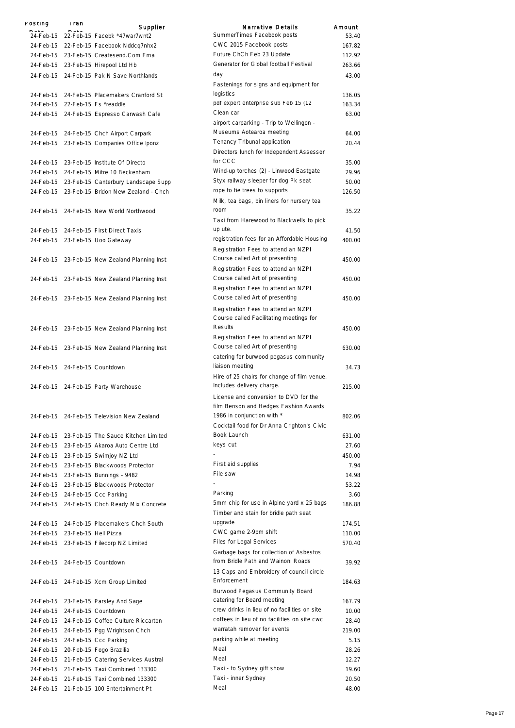| Posting Date | Tran Date | Supplier | Narrative Details | Amount |
|---|---|---|---|---|
| 24-Feb-15 | 22-Feb-15 | Facebk *47war7wnt2 | SummerTimes Facebook posts | 53.40 |
| 24-Feb-15 | 22-Feb-15 | Facebook Nddcq7nhx2 | CWC 2015 Facebook posts | 167.82 |
| 24-Feb-15 | 23-Feb-15 | Createsend.Com Ema | Future ChCh Feb 23 Update | 112.92 |
| 24-Feb-15 | 23-Feb-15 | Hirepool Ltd Hb | Generator for Global football Festival | 263.66 |
| 24-Feb-15 | 24-Feb-15 | Pak N Save Northlands | day | 43.00 |
| 24-Feb-15 | 24-Feb-15 | Placemakers Cranford St | Fastenings for signs and equipment for logistics | 136.05 |
| 24-Feb-15 | 22-Feb-15 | Fs *readdle | pdf expert enterprise sub Feb 15 (12 | 163.34 |
| 24-Feb-15 | 24-Feb-15 | Espresso Carwash Cafe | Clean car | 63.00 |
| 24-Feb-15 | 24-Feb-15 | Chch Airport Carpark | airport carparking - Trip to Wellingon - Museums Aotearoa meeting | 64.00 |
| 24-Feb-15 | 23-Feb-15 | Companies Office Iponz | Tenancy Tribunal application | 20.44 |
| 24-Feb-15 | 23-Feb-15 | Institute Of Directo | Directors lunch for Independent Assessor for CCC | 35.00 |
| 24-Feb-15 | 24-Feb-15 | Mitre 10 Beckenham | Wind-up torches (2) - Linwood Eastgate | 29.96 |
| 24-Feb-15 | 23-Feb-15 | Canterbury Landscape Supp | Styx railway sleeper for dog Pk seat | 50.00 |
| 24-Feb-15 | 23-Feb-15 | Bridon New Zealand - Chch | rope to tie trees to supports | 126.50 |
| 24-Feb-15 | 24-Feb-15 | New World Northwood | Milk, tea bags, bin liners for nursery tea room | 35.22 |
| 24-Feb-15 | 24-Feb-15 | First Direct Taxis | Taxi from Harewood to Blackwells to pick up ute. | 41.50 |
| 24-Feb-15 | 23-Feb-15 | Uoo Gateway | registration fees for an Affordable Housing | 400.00 |
| 24-Feb-15 | 23-Feb-15 | New Zealand Planning Inst | Registration Fees to attend an NZPI Course called Art of presenting | 450.00 |
| 24-Feb-15 | 23-Feb-15 | New Zealand Planning Inst | Registration Fees to attend an NZPI Course called Art of presenting | 450.00 |
| 24-Feb-15 | 23-Feb-15 | New Zealand Planning Inst | Registration Fees to attend an NZPI Course called Art of presenting | 450.00 |
| 24-Feb-15 | 23-Feb-15 | New Zealand Planning Inst | Registration Fees to attend an NZPI Course called Facilitating meetings for Results | 450.00 |
| 24-Feb-15 | 23-Feb-15 | New Zealand Planning Inst | Registration Fees to attend an NZPI Course called Art of presenting | 630.00 |
| 24-Feb-15 | 24-Feb-15 | Countdown | catering for burwood pegasus community liaison meeting | 34.73 |
| 24-Feb-15 | 24-Feb-15 | Party Warehouse | Hire of 25 chairs for change of film venue. Includes delivery charge. | 215.00 |
| 24-Feb-15 | 24-Feb-15 | Television New Zealand | License and conversion to DVD for the film Benson and Hedges Fashion Awards 1986 in conjunction with * | 802.06 |
| 24-Feb-15 | 23-Feb-15 | The Sauce Kitchen Limited | Cocktail food for Dr Anna Crighton's Civic Book Launch | 631.00 |
| 24-Feb-15 | 23-Feb-15 | Akaroa Auto Centre Ltd | keys cut | 27.60 |
| 24-Feb-15 | 23-Feb-15 | Swimjoy NZ Ltd | - | 450.00 |
| 24-Feb-15 | 23-Feb-15 | Blackwoods Protector | First aid supplies | 7.94 |
| 24-Feb-15 | 23-Feb-15 | Bunnings - 9482 | File saw | 14.98 |
| 24-Feb-15 | 23-Feb-15 | Blackwoods Protector | - | 53.22 |
| 24-Feb-15 | 24-Feb-15 | Ccc Parking | Parking | 3.60 |
| 24-Feb-15 | 24-Feb-15 | Chch Ready Mix Concrete | 5mm chip for use in Alpine yard x 25 bags | 186.88 |
| 24-Feb-15 | 24-Feb-15 | Placemakers Chch South | Timber and stain for bridle path seat upgrade | 174.51 |
| 24-Feb-15 | 23-Feb-15 | Hell Pizza | CWC game 2-9pm shift | 110.00 |
| 24-Feb-15 | 23-Feb-15 | Filecorp NZ Limited | Files for Legal Services | 570.40 |
| 24-Feb-15 | 24-Feb-15 | Countdown | Garbage bags for collection of Asbestos from Bridle Path and Wainoni Roads | 39.92 |
| 24-Feb-15 | 24-Feb-15 | Xcm Group Limited | 13 Caps and Embroidery of council circle Enforcement | 184.63 |
| 24-Feb-15 | 23-Feb-15 | Parsley And Sage | Burwood Pegasus Community Board catering for Board meeting | 167.79 |
| 24-Feb-15 | 24-Feb-15 | Countdown | crew drinks in lieu of no facilities on site | 10.00 |
| 24-Feb-15 | 24-Feb-15 | Coffee Culture Riccarton | coffees in lieu of no facilities on site cwc | 28.40 |
| 24-Feb-15 | 24-Feb-15 | Pgg Wrightson Chch | warratah remover for events | 219.00 |
| 24-Feb-15 | 24-Feb-15 | Ccc Parking | parking while at meeting | 5.15 |
| 24-Feb-15 | 20-Feb-15 | Fogo Brazilia | Meal | 28.26 |
| 24-Feb-15 | 21-Feb-15 | Catering Services Austral | Meal | 12.27 |
| 24-Feb-15 | 21-Feb-15 | Taxi Combined 133300 | Taxi - to Sydney gift show | 19.60 |
| 24-Feb-15 | 21-Feb-15 | Taxi Combined 133300 | Taxi - inner Sydney | 20.50 |
| 24-Feb-15 | 21-Feb-15 | 100 Entertainment Pt | Meal | 48.00 |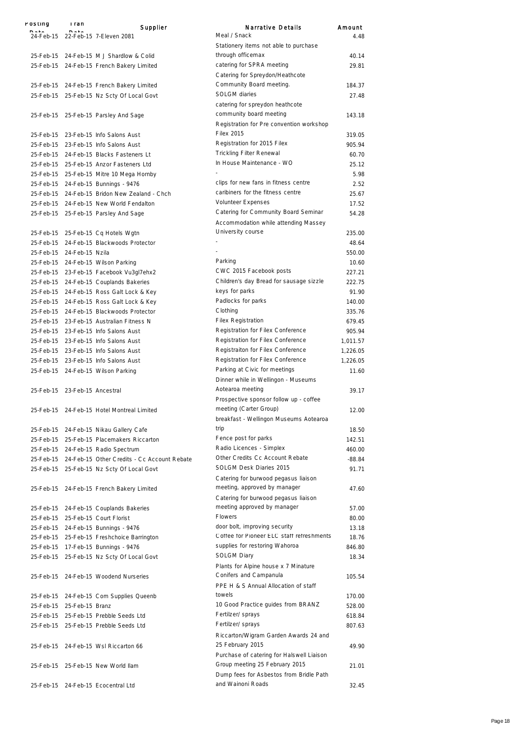| Posting Date | Tran Date | Supplier | Narrative Details | Amount |
|---|---|---|---|---|
| 24-Feb-15 | 22-Feb-15 | 7-Eleven 2081 | Meal / Snack | 4.48 |
| 25-Feb-15 | 24-Feb-15 | M J Shardlow & Colid | Stationery items not able to purchase through officemax | 40.14 |
| 25-Feb-15 | 24-Feb-15 | French Bakery Limited | catering for SPRA meeting | 29.81 |
| 25-Feb-15 | 24-Feb-15 | French Bakery Limited | Catering for Spreydon/Heathcote Community Board meeting. | 184.37 |
| 25-Feb-15 | 25-Feb-15 | Nz Scty Of Local Govt | SOLGM diaries | 27.48 |
| 25-Feb-15 | 25-Feb-15 | Parsley And Sage | catering for spreydon heathcote community board meeting | 143.18 |
| 25-Feb-15 | 23-Feb-15 | Info Salons Aust | Registration for Pre convention workshop Filex 2015 | 319.05 |
| 25-Feb-15 | 23-Feb-15 | Info Salons Aust | Registration for 2015 Filex | 905.94 |
| 25-Feb-15 | 24-Feb-15 | Blacks Fasteners Lt | Trickling Filter Renewal | 60.70 |
| 25-Feb-15 | 25-Feb-15 | Anzor Fasteners Ltd | In House Maintenance - WO | 25.12 |
| 25-Feb-15 | 25-Feb-15 | Mitre 10 Mega Hornby | - | 5.98 |
| 25-Feb-15 | 24-Feb-15 | Bunnings - 9476 | clips for new fans in fitness centre | 2.52 |
| 25-Feb-15 | 24-Feb-15 | Bridon New Zealand - Chch | caribiners for the fitness centre | 25.67 |
| 25-Feb-15 | 24-Feb-15 | New World Fendalton | Volunteer Expenses | 17.52 |
| 25-Feb-15 | 25-Feb-15 | Parsley And Sage | Catering for Community Board Seminar | 54.28 |
| 25-Feb-15 | 25-Feb-15 | Cq Hotels Wgtn | Accommodation while attending Massey University course | 235.00 |
| 25-Feb-15 | 24-Feb-15 | Blackwoods Protector | - | 48.64 |
| 25-Feb-15 | 24-Feb-15 | Nzila | - | 550.00 |
| 25-Feb-15 | 24-Feb-15 | Wilson Parking | Parking | 10.60 |
| 25-Feb-15 | 23-Feb-15 | Facebook Vu3gl7ehx2 | CWC 2015 Facebook posts | 227.21 |
| 25-Feb-15 | 24-Feb-15 | Couplands Bakeries | Children's day Bread for sausage sizzle | 222.75 |
| 25-Feb-15 | 24-Feb-15 | Ross Galt Lock & Key | keys for parks | 91.90 |
| 25-Feb-15 | 24-Feb-15 | Ross Galt Lock & Key | Padlocks for parks | 140.00 |
| 25-Feb-15 | 24-Feb-15 | Blackwoods Protector | Clothing | 335.76 |
| 25-Feb-15 | 23-Feb-15 | Australian Fitness N | Filex Registration | 679.45 |
| 25-Feb-15 | 23-Feb-15 | Info Salons Aust | Registration for Filex Conference | 905.94 |
| 25-Feb-15 | 23-Feb-15 | Info Salons Aust | Registration for Filex Conference | 1,011.57 |
| 25-Feb-15 | 23-Feb-15 | Info Salons Aust | Registraiton for Filex Conference | 1,226.05 |
| 25-Feb-15 | 23-Feb-15 | Info Salons Aust | Registration for Filex Conference | 1,226.05 |
| 25-Feb-15 | 24-Feb-15 | Wilson Parking | Parking at Civic for meetings | 11.60 |
| 25-Feb-15 | 23-Feb-15 | Ancestral | Dinner while in Wellingon - Museums Aotearoa meeting | 39.17 |
| 25-Feb-15 | 24-Feb-15 | Hotel Montreal Limited | Prospective sponsor follow up - coffee meeting (Carter Group) | 12.00 |
| 25-Feb-15 | 24-Feb-15 | Nikau Gallery Cafe | breakfast - Wellingon Museums Aotearoa trip | 18.50 |
| 25-Feb-15 | 25-Feb-15 | Placemakers Riccarton | Fence post for parks | 142.51 |
| 25-Feb-15 | 24-Feb-15 | Radio Spectrum | Radio Licences - Simplex | 460.00 |
| 25-Feb-15 | 24-Feb-15 | Other Credits - Cc Account Rebate | Other Credits Cc Account Rebate | -88.84 |
| 25-Feb-15 | 25-Feb-15 | Nz Scty Of Local Govt | SOLGM Desk Diaries 2015 | 91.71 |
| 25-Feb-15 | 24-Feb-15 | French Bakery Limited | Catering for burwood pegasus liaison meeting, approved by manager | 47.60 |
| 25-Feb-15 | 24-Feb-15 | Couplands Bakeries | Catering for burwood pegasus liaison meeting approved by manager | 57.00 |
| 25-Feb-15 | 25-Feb-15 | Court Florist | Flowers | 80.00 |
| 25-Feb-15 | 24-Feb-15 | Bunnings - 9476 | door bolt, improving security | 13.18 |
| 25-Feb-15 | 25-Feb-15 | Freshchoice Barrington | Coffee for Pioneer ELC staff refreshments | 18.76 |
| 25-Feb-15 | 17-Feb-15 | Bunnings - 9476 | supplies for restoring Wahoroa | 846.80 |
| 25-Feb-15 | 25-Feb-15 | Nz Scty Of Local Govt | SOLGM Diary | 18.34 |
| 25-Feb-15 | 24-Feb-15 | Woodend Nurseries | Plants for Alpine house x 7 Minature Conifers and Campanula | 105.54 |
| 25-Feb-15 | 24-Feb-15 | Com Supplies Queenb | PPE H & S Annual Allocation of staff towels | 170.00 |
| 25-Feb-15 | 25-Feb-15 | Branz | 10 Good Practice guides from BRANZ | 528.00 |
| 25-Feb-15 | 25-Feb-15 | Prebble Seeds Ltd | Fertilzer/ sprays | 618.84 |
| 25-Feb-15 | 25-Feb-15 | Prebble Seeds Ltd | Fertilzer/ sprays | 807.63 |
| 25-Feb-15 | 24-Feb-15 | Wsl Riccarton 66 | Riccarton/Wigram Garden Awards 24 and 25 February 2015 | 49.90 |
| 25-Feb-15 | 25-Feb-15 | New World Ilam | Purchase of catering for Halswell Liaison Group meeting 25 February 2015 | 21.01 |
| 25-Feb-15 | 24-Feb-15 | Ecocentral Ltd | Dump fees for Asbestos from Bridle Path and Wainoni Roads | 32.45 |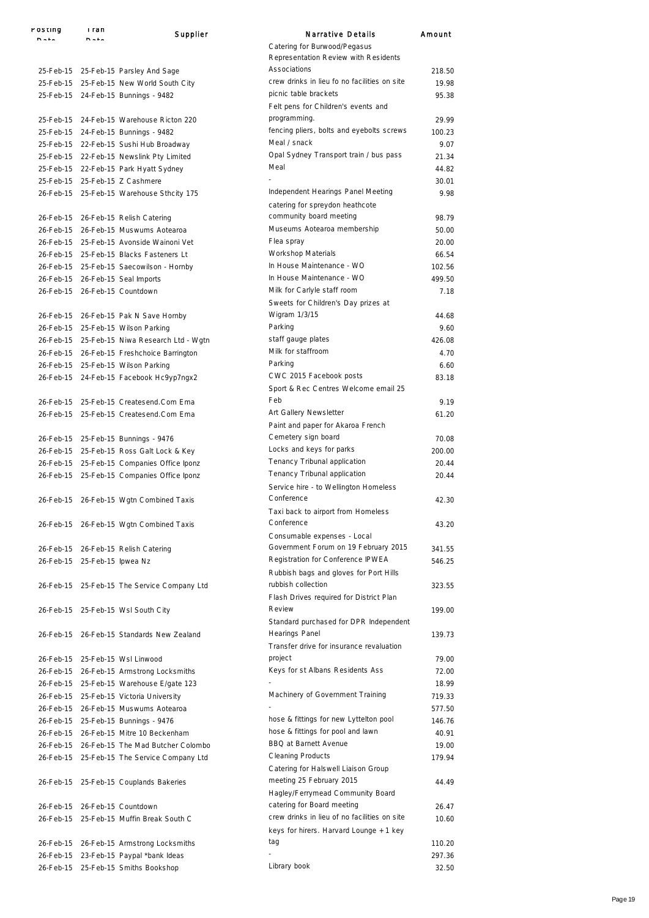| Posting Date | Tran Date | Supplier | Narrative Details | Amount |
|---|---|---|---|---|
| 25-Feb-15 | 25-Feb-15 | Parsley And Sage | Catering for Burwood/Pegasus Representation Review with Residents Associations | 218.50 |
| 25-Feb-15 | 25-Feb-15 | New World South City | crew drinks in lieu fo no facilities on site | 19.98 |
| 25-Feb-15 | 24-Feb-15 | Bunnings - 9482 | picnic table brackets | 95.38 |
| 25-Feb-15 | 24-Feb-15 | Warehouse Ricton 220 | Felt pens for Children's events and programming. | 29.99 |
| 25-Feb-15 | 24-Feb-15 | Bunnings - 9482 | fencing pliers, bolts and eyebolts screws | 100.23 |
| 25-Feb-15 | 22-Feb-15 | Sushi Hub Broadway | Meal / snack | 9.07 |
| 25-Feb-15 | 22-Feb-15 | Newslink Pty Limited | Opal Sydney Transport train / bus pass | 21.34 |
| 25-Feb-15 | 22-Feb-15 | Park Hyatt Sydney | Meal | 44.82 |
| 25-Feb-15 | 25-Feb-15 | Z Cashmere | - | 30.01 |
| 26-Feb-15 | 25-Feb-15 | Warehouse Sthcity 175 | Independent Hearings Panel Meeting | 9.98 |
| 26-Feb-15 | 26-Feb-15 | Relish Catering | catering for spreydon heathcote community board meeting | 98.79 |
| 26-Feb-15 | 26-Feb-15 | Muswums Aotearoa | Museums Aotearoa membership | 50.00 |
| 26-Feb-15 | 25-Feb-15 | Avonside Wainoni Vet | Flea spray | 20.00 |
| 26-Feb-15 | 25-Feb-15 | Blacks Fasteners Lt | Workshop Materials | 66.54 |
| 26-Feb-15 | 25-Feb-15 | Saecowilson - Hornby | In House Maintenance - WO | 102.56 |
| 26-Feb-15 | 26-Feb-15 | Seal Imports | In House Maintenance - WO | 499.50 |
| 26-Feb-15 | 26-Feb-15 | Countdown | Milk for Carlyle staff room | 7.18 |
| 26-Feb-15 | 26-Feb-15 | Pak N Save Hornby | Sweets for Children's Day prizes at Wigram 1/3/15 | 44.68 |
| 26-Feb-15 | 25-Feb-15 | Wilson Parking | Parking | 9.60 |
| 26-Feb-15 | 25-Feb-15 | Niwa Research Ltd - Wgtn | staff gauge plates | 426.08 |
| 26-Feb-15 | 26-Feb-15 | Freshchoice Barrington | Milk for staffroom | 4.70 |
| 26-Feb-15 | 25-Feb-15 | Wilson Parking | Parking | 6.60 |
| 26-Feb-15 | 24-Feb-15 | Facebook Hc9yp7ngx2 | CWC 2015 Facebook posts | 83.18 |
| 26-Feb-15 | 25-Feb-15 | Createsend.Com Ema | Sport & Rec Centres Welcome email 25 Feb | 9.19 |
| 26-Feb-15 | 25-Feb-15 | Createsend.Com Ema | Art Gallery Newsletter | 61.20 |
| 26-Feb-15 | 25-Feb-15 | Bunnings - 9476 | Paint and paper for Akaroa French Cemetery sign board | 70.08 |
| 26-Feb-15 | 25-Feb-15 | Ross Galt Lock & Key | Locks and keys for parks | 200.00 |
| 26-Feb-15 | 25-Feb-15 | Companies Office Iponz | Tenancy Tribunal application | 20.44 |
| 26-Feb-15 | 25-Feb-15 | Companies Office Iponz | Tenancy Tribunal application | 20.44 |
| 26-Feb-15 | 26-Feb-15 | Wgtn Combined Taxis | Service hire - to Wellington Homeless Conference | 42.30 |
| 26-Feb-15 | 26-Feb-15 | Wgtn Combined Taxis | Taxi back to airport from Homeless Conference | 43.20 |
| 26-Feb-15 | 26-Feb-15 | Relish Catering | Consumable expenses - Local Government Forum on 19 February 2015 | 341.55 |
| 26-Feb-15 | 25-Feb-15 | Ipwea Nz | Registration for Conference IPWEA | 546.25 |
| 26-Feb-15 | 25-Feb-15 | The Service Company Ltd | Rubbish bags and gloves for Port Hills rubbish collection | 323.55 |
| 26-Feb-15 | 25-Feb-15 | Wsl South City | Flash Drives required for District Plan Review | 199.00 |
| 26-Feb-15 | 26-Feb-15 | Standards New Zealand | Standard purchased for DPR Independent Hearings Panel | 139.73 |
| 26-Feb-15 | 25-Feb-15 | Wsl Linwood | Transfer drive for insurance revaluation project | 79.00 |
| 26-Feb-15 | 26-Feb-15 | Armstrong Locksmiths | Keys for st Albans Residents Ass | 72.00 |
| 26-Feb-15 | 25-Feb-15 | Warehouse E/gate 123 | - | 18.99 |
| 26-Feb-15 | 25-Feb-15 | Victoria University | Machinery of Government Training | 719.33 |
| 26-Feb-15 | 26-Feb-15 | Muswums Aotearoa | - | 577.50 |
| 26-Feb-15 | 25-Feb-15 | Bunnings - 9476 | hose & fittings for new Lyttelton pool | 146.76 |
| 26-Feb-15 | 26-Feb-15 | Mitre 10 Beckenham | hose & fittings for pool and lawn | 40.91 |
| 26-Feb-15 | 26-Feb-15 | The Mad Butcher Colombo | BBQ at Barnett Avenue | 19.00 |
| 26-Feb-15 | 25-Feb-15 | The Service Company Ltd | Cleaning Products | 179.94 |
| 26-Feb-15 | 25-Feb-15 | Couplands Bakeries | Catering for Halswell Liaison Group meeting 25 February 2015 | 44.49 |
| 26-Feb-15 | 26-Feb-15 | Countdown | Hagley/Ferrymead Community Board catering for Board meeting | 26.47 |
| 26-Feb-15 | 25-Feb-15 | Muffin Break South C | crew drinks in lieu of no facilities on site | 10.60 |
| 26-Feb-15 | 26-Feb-15 | Armstrong Locksmiths | keys for hirers. Harvard Lounge + 1 key tag | 110.20 |
| 26-Feb-15 | 23-Feb-15 | Paypal *bank Ideas | - | 297.36 |
| 26-Feb-15 | 25-Feb-15 | Smiths Bookshop | Library book | 32.50 |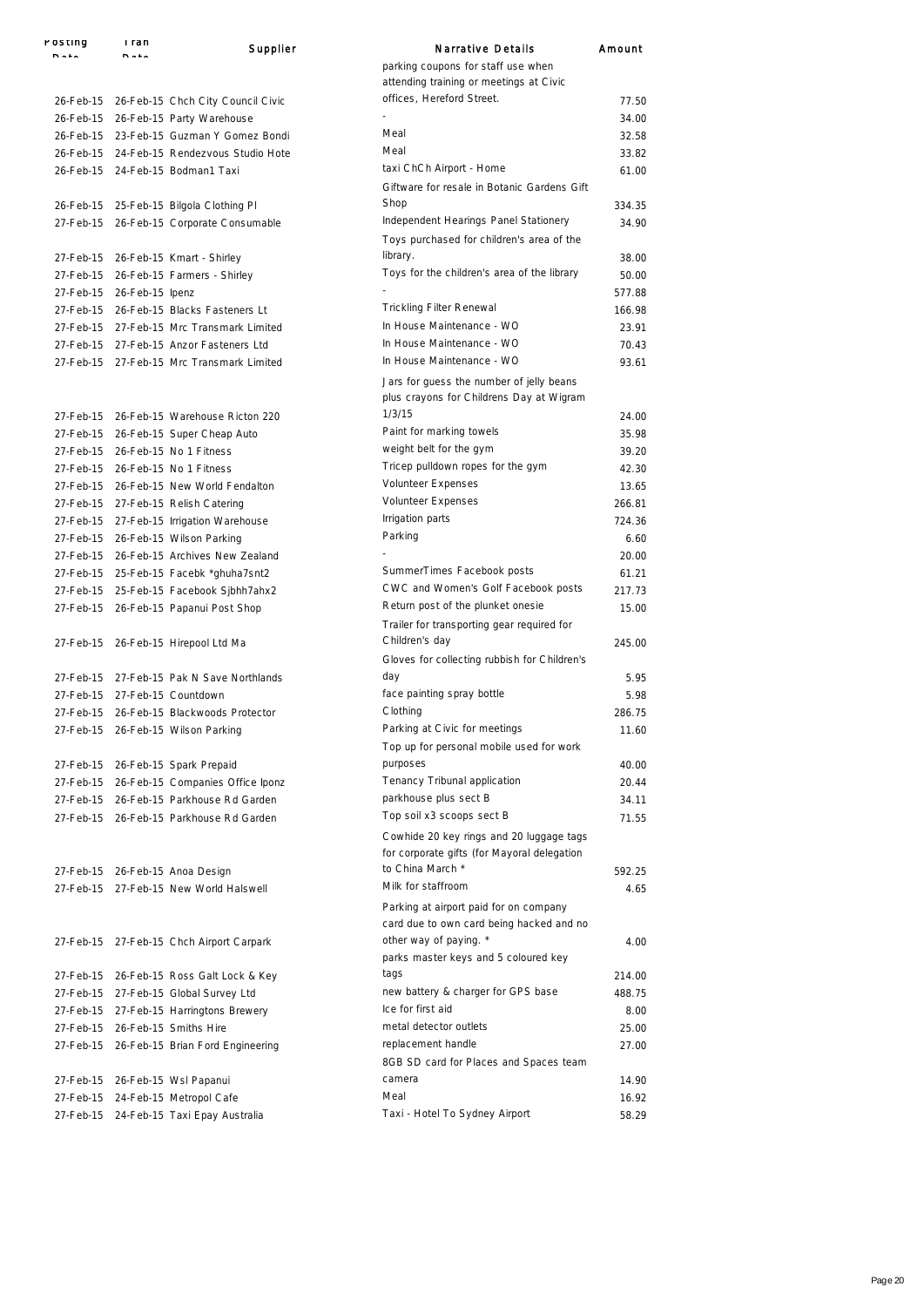| Posting Date | Tran Date | Supplier | Narrative Details | Amount |
|---|---|---|---|---|
| 26-Feb-15 | 26-Feb-15 | Chch City Council Civic | parking coupons for staff use when attending training or meetings at Civic offices, Hereford Street. | 77.50 |
| 26-Feb-15 | 26-Feb-15 | Party Warehouse | - | 34.00 |
| 26-Feb-15 | 23-Feb-15 | Guzman Y Gomez Bondi | Meal | 32.58 |
| 26-Feb-15 | 24-Feb-15 | Rendezvous Studio Hote | Meal | 33.82 |
| 26-Feb-15 | 24-Feb-15 | Bodman1 Taxi | taxi ChCh Airport - Home | 61.00 |
| 26-Feb-15 | 25-Feb-15 | Bilgola Clothing Pl | Giftware for resale in Botanic Gardens Gift Shop | 334.35 |
| 27-Feb-15 | 26-Feb-15 | Corporate Consumable | Independent Hearings Panel Stationery | 34.90 |
| 27-Feb-15 | 26-Feb-15 | Kmart - Shirley | Toys purchased for children's area of the library. | 38.00 |
| 27-Feb-15 | 26-Feb-15 | Farmers - Shirley | Toys for the children's area of the library | 50.00 |
| 27-Feb-15 | 26-Feb-15 | Ipenz | - | 577.88 |
| 27-Feb-15 | 26-Feb-15 | Blacks Fasteners Lt | Trickling Filter Renewal | 166.98 |
| 27-Feb-15 | 27-Feb-15 | Mrc Transmark Limited | In House Maintenance - WO | 23.91 |
| 27-Feb-15 | 27-Feb-15 | Anzor Fasteners Ltd | In House Maintenance - WO | 70.43 |
| 27-Feb-15 | 27-Feb-15 | Mrc Transmark Limited | In House Maintenance - WO | 93.61 |
| 27-Feb-15 | 26-Feb-15 | Warehouse Ricton 220 | Jars for guess the number of jelly beans plus crayons for Childrens Day at Wigram 1/3/15 | 24.00 |
| 27-Feb-15 | 26-Feb-15 | Super Cheap Auto | Paint for marking towels | 35.98 |
| 27-Feb-15 | 26-Feb-15 | No 1 Fitness | weight belt for the gym | 39.20 |
| 27-Feb-15 | 26-Feb-15 | No 1 Fitness | Tricep pulldown ropes for the gym | 42.30 |
| 27-Feb-15 | 26-Feb-15 | New World Fendalton | Volunteer Expenses | 13.65 |
| 27-Feb-15 | 27-Feb-15 | Relish Catering | Volunteer Expenses | 266.81 |
| 27-Feb-15 | 27-Feb-15 | Irrigation Warehouse | Irrigation parts | 724.36 |
| 27-Feb-15 | 26-Feb-15 | Wilson Parking | Parking | 6.60 |
| 27-Feb-15 | 26-Feb-15 | Archives New Zealand | - | 20.00 |
| 27-Feb-15 | 25-Feb-15 | Facebk *ghuha7snt2 | SummerTimes Facebook posts | 61.21 |
| 27-Feb-15 | 25-Feb-15 | Facebook Sjbhh7ahx2 | CWC and Women's Golf Facebook posts | 217.73 |
| 27-Feb-15 | 26-Feb-15 | Papanui Post Shop | Return post of the plunket onesie | 15.00 |
| 27-Feb-15 | 26-Feb-15 | Hirepool Ltd Ma | Trailer for transporting gear required for Children's day | 245.00 |
| 27-Feb-15 | 27-Feb-15 | Pak N Save Northlands | Gloves for collecting rubbish for Children's day | 5.95 |
| 27-Feb-15 | 27-Feb-15 | Countdown | face painting spray bottle | 5.98 |
| 27-Feb-15 | 26-Feb-15 | Blackwoods Protector | Clothing | 286.75 |
| 27-Feb-15 | 26-Feb-15 | Wilson Parking | Parking at Civic for meetings | 11.60 |
| 27-Feb-15 | 26-Feb-15 | Spark Prepaid | Top up for personal mobile used for work purposes | 40.00 |
| 27-Feb-15 | 26-Feb-15 | Companies Office Iponz | Tenancy Tribunal application | 20.44 |
| 27-Feb-15 | 26-Feb-15 | Parkhouse Rd Garden | parkhouse plus sect B | 34.11 |
| 27-Feb-15 | 26-Feb-15 | Parkhouse Rd Garden | Top soil x3 scoops sect B | 71.55 |
| 27-Feb-15 | 26-Feb-15 | Anoa Design | Cowhide 20 key rings and 20 luggage tags for corporate gifts (for Mayoral delegation to China March * | 592.25 |
| 27-Feb-15 | 27-Feb-15 | New World Halswell | Milk for staffroom | 4.65 |
| 27-Feb-15 | 27-Feb-15 | Chch Airport Carpark | Parking at airport paid for on company card due to own card being hacked and no other way of paying. * | 4.00 |
| 27-Feb-15 | 26-Feb-15 | Ross Galt Lock & Key | parks master keys and 5 coloured key tags | 214.00 |
| 27-Feb-15 | 27-Feb-15 | Global Survey Ltd | new battery & charger for GPS base | 488.75 |
| 27-Feb-15 | 27-Feb-15 | Harringtons Brewery | Ice for first aid | 8.00 |
| 27-Feb-15 | 26-Feb-15 | Smiths Hire | metal detector outlets | 25.00 |
| 27-Feb-15 | 26-Feb-15 | Brian Ford Engineering | replacement handle | 27.00 |
| 27-Feb-15 | 26-Feb-15 | Wsl Papanui | 8GB SD card for Places and Spaces team camera | 14.90 |
| 27-Feb-15 | 24-Feb-15 | Metropol Cafe | Meal | 16.92 |
| 27-Feb-15 | 24-Feb-15 | Taxi Epay Australia | Taxi - Hotel To Sydney Airport | 58.29 |